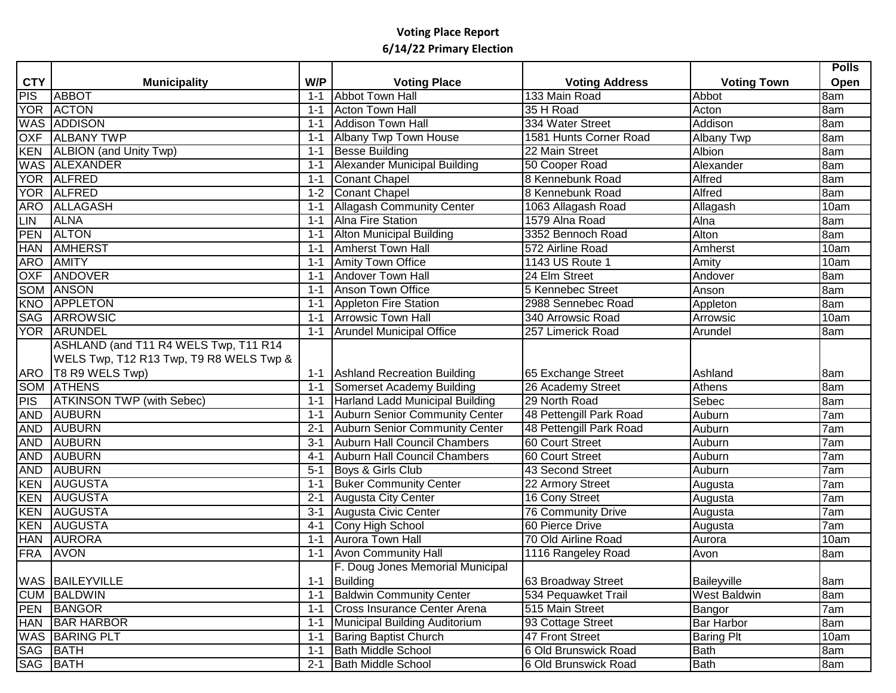**Voting Place Report**
**6/14/22 Primary Election**

| CTY | Municipality | W/P | Voting Place | Voting Address | Voting Town | Polls Open |
|---|---|---|---|---|---|---|
| PIS | ABBOT | 1-1 | Abbot Town Hall | 133 Main Road | Abbot | 8am |
| YOR | ACTON | 1-1 | Acton Town Hall | 35 H Road | Acton | 8am |
| WAS | ADDISON | 1-1 | Addison Town Hall | 334 Water Street | Addison | 8am |
| OXF | ALBANY TWP | 1-1 | Albany Twp Town House | 1581 Hunts Corner Road | Albany Twp | 8am |
| KEN | ALBION (and Unity Twp) | 1-1 | Besse Building | 22 Main Street | Albion | 8am |
| WAS | ALEXANDER | 1-1 | Alexander Municipal Building | 50 Cooper Road | Alexander | 8am |
| YOR | ALFRED | 1-1 | Conant Chapel | 8 Kennebunk Road | Alfred | 8am |
| YOR | ALFRED | 1-2 | Conant Chapel | 8 Kennebunk Road | Alfred | 8am |
| ARO | ALLAGASH | 1-1 | Allagash Community Center | 1063 Allagash Road | Allagash | 10am |
| LIN | ALNA | 1-1 | Alna Fire Station | 1579 Alna Road | Alna | 8am |
| PEN | ALTON | 1-1 | Alton Municipal Building | 3352 Bennoch Road | Alton | 8am |
| HAN | AMHERST | 1-1 | Amherst Town Hall | 572 Airline Road | Amherst | 10am |
| ARO | AMITY | 1-1 | Amity Town Office | 1143 US Route 1 | Amity | 10am |
| OXF | ANDOVER | 1-1 | Andover Town Hall | 24 Elm Street | Andover | 8am |
| SOM | ANSON | 1-1 | Anson Town Office | 5 Kennebec Street | Anson | 8am |
| KNO | APPLETON | 1-1 | Appleton Fire Station | 2988 Sennebec Road | Appleton | 8am |
| SAG | ARROWSIC | 1-1 | Arrowsic Town Hall | 340 Arrowsic Road | Arrowsic | 10am |
| YOR | ARUNDEL | 1-1 | Arundel Municipal Office | 257 Limerick Road | Arundel | 8am |
| ARO | ASHLAND (and T11 R4 WELS Twp, T11 R14 WELS Twp, T12 R13 Twp, T9 R8 WELS Twp & T8 R9 WELS Twp) | 1-1 | Ashland Recreation Building | 65 Exchange Street | Ashland | 8am |
| SOM | ATHENS | 1-1 | Somerset Academy Building | 26 Academy Street | Athens | 8am |
| PIS | ATKINSON TWP (with Sebec) | 1-1 | Harland Ladd Municipal Building | 29 North Road | Sebec | 8am |
| AND | AUBURN | 1-1 | Auburn Senior Community Center | 48 Pettengill Park Road | Auburn | 7am |
| AND | AUBURN | 2-1 | Auburn Senior Community Center | 48 Pettengill Park Road | Auburn | 7am |
| AND | AUBURN | 3-1 | Auburn Hall Council Chambers | 60 Court Street | Auburn | 7am |
| AND | AUBURN | 4-1 | Auburn Hall Council Chambers | 60 Court Street | Auburn | 7am |
| AND | AUBURN | 5-1 | Boys & Girls Club | 43 Second Street | Auburn | 7am |
| KEN | AUGUSTA | 1-1 | Buker Community Center | 22 Armory Street | Augusta | 7am |
| KEN | AUGUSTA | 2-1 | Augusta City Center | 16 Cony Street | Augusta | 7am |
| KEN | AUGUSTA | 3-1 | Augusta Civic Center | 76 Community Drive | Augusta | 7am |
| KEN | AUGUSTA | 4-1 | Cony High School | 60 Pierce Drive | Augusta | 7am |
| HAN | AURORA | 1-1 | Aurora Town Hall | 70 Old Airline Road | Aurora | 10am |
| FRA | AVON | 1-1 | Avon Community Hall | 1116 Rangeley Road | Avon | 8am |
| WAS | BAILEYVILLE | 1-1 | F. Doug Jones Memorial Municipal Building | 63 Broadway Street | Baileyville | 8am |
| CUM | BALDWIN | 1-1 | Baldwin Community Center | 534 Pequawket Trail | West Baldwin | 8am |
| PEN | BANGOR | 1-1 | Cross Insurance Center Arena | 515 Main Street | Bangor | 7am |
| HAN | BAR HARBOR | 1-1 | Municipal Building Auditorium | 93 Cottage Street | Bar Harbor | 8am |
| WAS | BARING PLT | 1-1 | Baring Baptist Church | 47 Front Street | Baring Plt | 10am |
| SAG | BATH | 1-1 | Bath Middle School | 6 Old Brunswick Road | Bath | 8am |
| SAG | BATH | 2-1 | Bath Middle School | 6 Old Brunswick Road | Bath | 8am |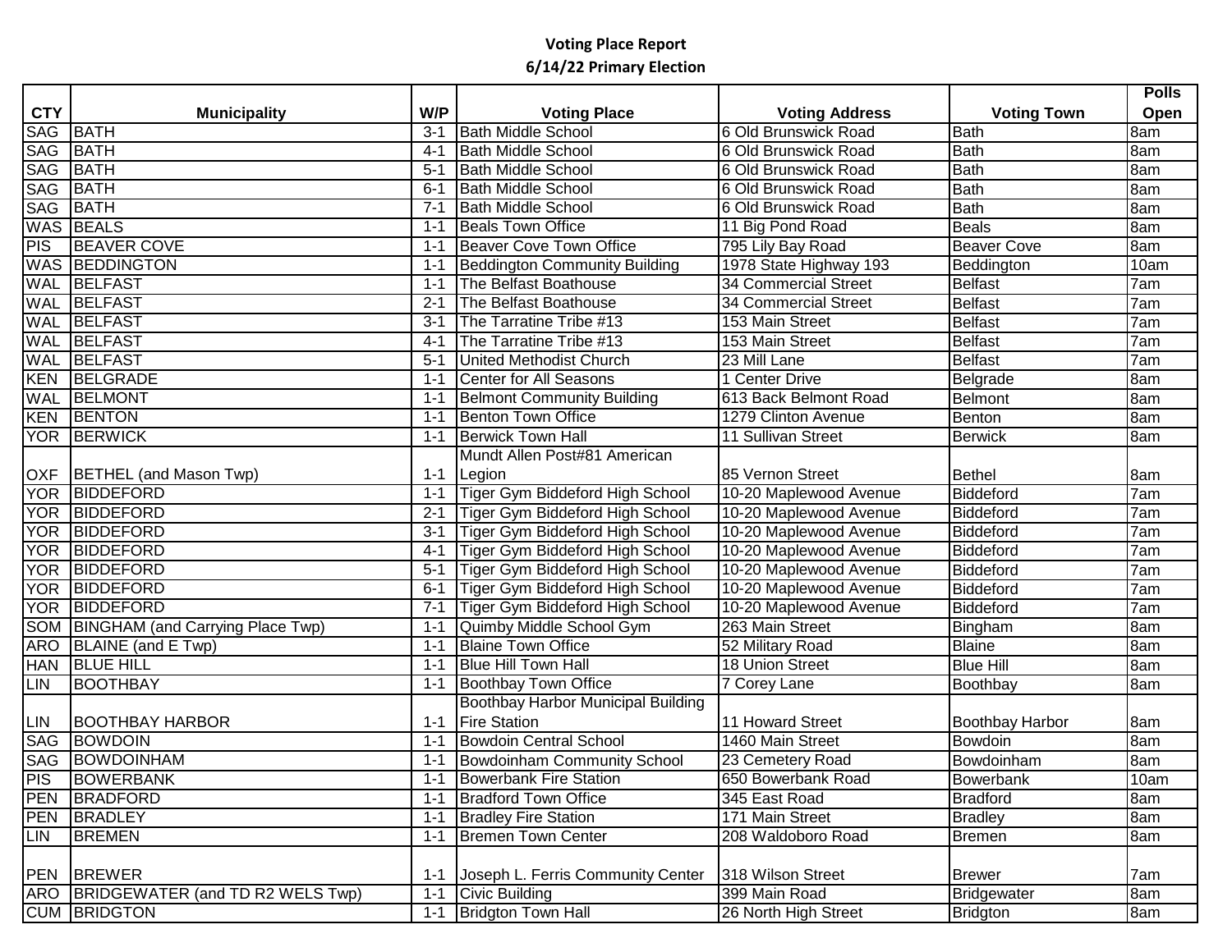**Voting Place Report**
**6/14/22 Primary Election**

| CTY | Municipality | W/P | Voting Place | Voting Address | Voting Town | Polls Open |
|---|---|---|---|---|---|---|
| SAG | BATH | 3-1 | Bath Middle School | 6 Old Brunswick Road | Bath | 8am |
| SAG | BATH | 4-1 | Bath Middle School | 6 Old Brunswick Road | Bath | 8am |
| SAG | BATH | 5-1 | Bath Middle School | 6 Old Brunswick Road | Bath | 8am |
| SAG | BATH | 6-1 | Bath Middle School | 6 Old Brunswick Road | Bath | 8am |
| SAG | BATH | 7-1 | Bath Middle School | 6 Old Brunswick Road | Bath | 8am |
| WAS | BEALS | 1-1 | Beals Town Office | 11 Big Pond Road | Beals | 8am |
| PIS | BEAVER COVE | 1-1 | Beaver Cove Town Office | 795 Lily Bay Road | Beaver Cove | 8am |
| WAS | BEDDINGTON | 1-1 | Beddington Community Building | 1978 State Highway 193 | Beddington | 10am |
| WAL | BELFAST | 1-1 | The Belfast Boathouse | 34 Commercial Street | Belfast | 7am |
| WAL | BELFAST | 2-1 | The Belfast Boathouse | 34 Commercial Street | Belfast | 7am |
| WAL | BELFAST | 3-1 | The Tarratine Tribe #13 | 153 Main Street | Belfast | 7am |
| WAL | BELFAST | 4-1 | The Tarratine Tribe #13 | 153 Main Street | Belfast | 7am |
| WAL | BELFAST | 5-1 | United Methodist Church | 23 Mill Lane | Belfast | 7am |
| KEN | BELGRADE | 1-1 | Center for All Seasons | 1 Center Drive | Belgrade | 8am |
| WAL | BELMONT | 1-1 | Belmont Community Building | 613 Back Belmont Road | Belmont | 8am |
| KEN | BENTON | 1-1 | Benton Town Office | 1279 Clinton Avenue | Benton | 8am |
| YOR | BERWICK | 1-1 | Berwick Town Hall | 11 Sullivan Street | Berwick | 8am |
| OXF | BETHEL (and Mason Twp) | 1-1 | Mundt Allen Post#81 American Legion | 85 Vernon Street | Bethel | 8am |
| YOR | BIDDEFORD | 1-1 | Tiger Gym Biddeford High School | 10-20 Maplewood Avenue | Biddeford | 7am |
| YOR | BIDDEFORD | 2-1 | Tiger Gym Biddeford High School | 10-20 Maplewood Avenue | Biddeford | 7am |
| YOR | BIDDEFORD | 3-1 | Tiger Gym Biddeford High School | 10-20 Maplewood Avenue | Biddeford | 7am |
| YOR | BIDDEFORD | 4-1 | Tiger Gym Biddeford High School | 10-20 Maplewood Avenue | Biddeford | 7am |
| YOR | BIDDEFORD | 5-1 | Tiger Gym Biddeford High School | 10-20 Maplewood Avenue | Biddeford | 7am |
| YOR | BIDDEFORD | 6-1 | Tiger Gym Biddeford High School | 10-20 Maplewood Avenue | Biddeford | 7am |
| YOR | BIDDEFORD | 7-1 | Tiger Gym Biddeford High School | 10-20 Maplewood Avenue | Biddeford | 7am |
| SOM | BINGHAM (and Carrying Place Twp) | 1-1 | Quimby Middle School Gym | 263 Main Street | Bingham | 8am |
| ARO | BLAINE (and E Twp) | 1-1 | Blaine Town Office | 52 Military Road | Blaine | 8am |
| HAN | BLUE HILL | 1-1 | Blue Hill Town Hall | 18 Union Street | Blue Hill | 8am |
| LIN | BOOTHBAY | 1-1 | Boothbay Town Office | 7 Corey Lane | Boothbay | 8am |
| LIN | BOOTHBAY HARBOR | 1-1 | Boothbay Harbor Municipal Building Fire Station | 11 Howard Street | Boothbay Harbor | 8am |
| SAG | BOWDOIN | 1-1 | Bowdoin Central School | 1460 Main Street | Bowdoin | 8am |
| SAG | BOWDOINHAM | 1-1 | Bowdoinham Community School | 23 Cemetery Road | Bowdoinham | 8am |
| PIS | BOWERBANK | 1-1 | Bowerbank Fire Station | 650 Bowerbank Road | Bowerbank | 10am |
| PEN | BRADFORD | 1-1 | Bradford Town Office | 345 East Road | Bradford | 8am |
| PEN | BRADLEY | 1-1 | Bradley Fire Station | 171 Main Street | Bradley | 8am |
| LIN | BREMEN | 1-1 | Bremen Town Center | 208 Waldoboro Road | Bremen | 8am |
| PEN | BREWER | 1-1 | Joseph L. Ferris Community Center | 318 Wilson Street | Brewer | 7am |
| ARO | BRIDGEWATER (and TD R2 WELS Twp) | 1-1 | Civic Building | 399 Main Road | Bridgewater | 8am |
| CUM | BRIDGTON | 1-1 | Bridgton Town Hall | 26 North High Street | Bridgton | 8am |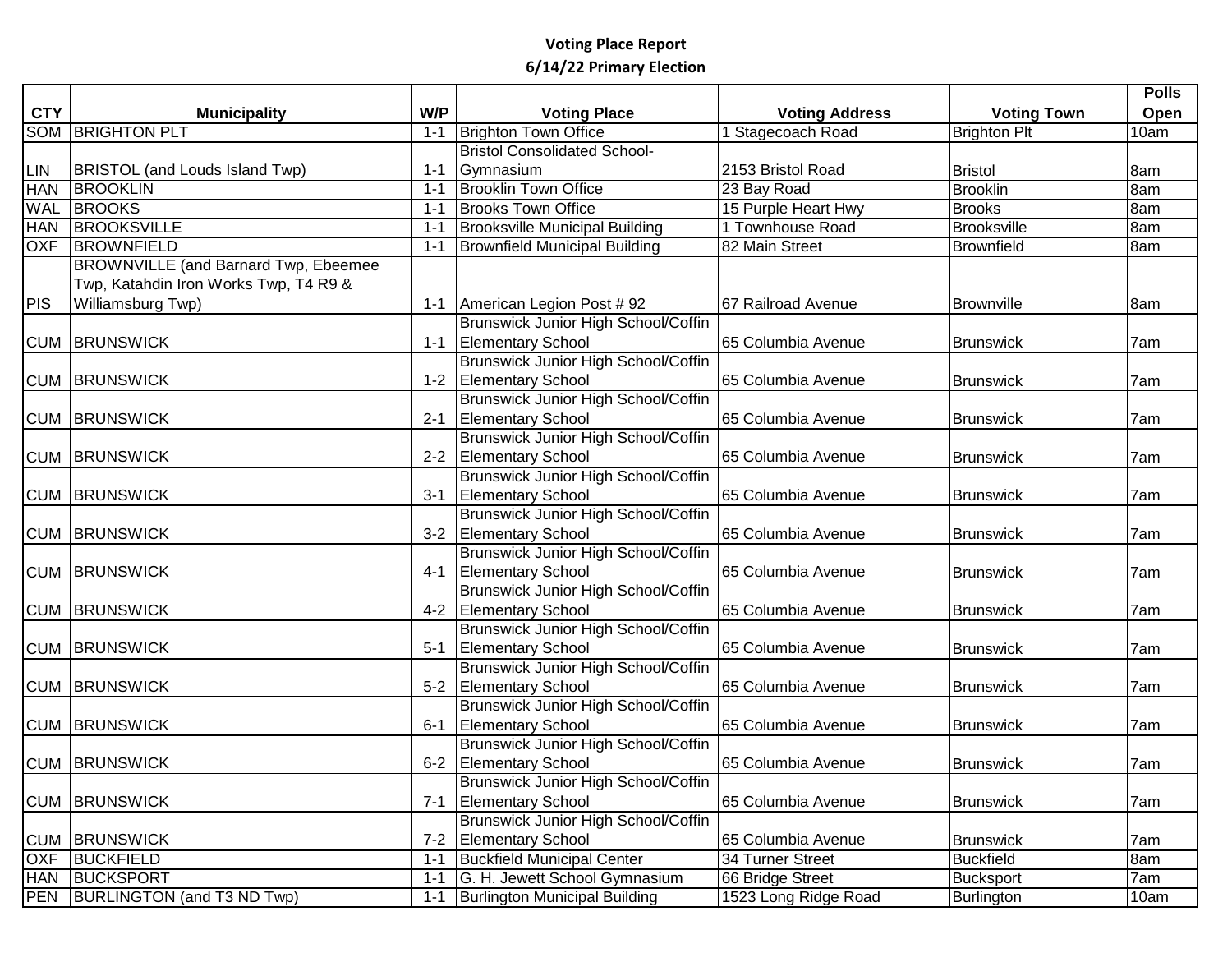**Voting Place Report**
**6/14/22 Primary Election**

| CTY | Municipality | W/P | Voting Place | Voting Address | Voting Town | Polls Open |
|---|---|---|---|---|---|---|
| SOM | BRIGHTON PLT | 1-1 | Brighton Town Office | 1 Stagecoach Road | Brighton Plt | 10am |
| LIN | BRISTOL (and Louds Island Twp) | 1-1 | Bristol Consolidated School-Gymnasium | 2153 Bristol Road | Bristol | 8am |
| HAN | BROOKLIN | 1-1 | Brooklin Town Office | 23 Bay Road | Brooklin | 8am |
| WAL | BROOKS | 1-1 | Brooks Town Office | 15 Purple Heart Hwy | Brooks | 8am |
| HAN | BROOKSVILLE | 1-1 | Brooksville Municipal Building | 1 Townhouse Road | Brooksville | 8am |
| OXF | BROWNFIELD | 1-1 | Brownfield Municipal Building | 82 Main Street | Brownfield | 8am |
| PIS | BROWNVILLE (and Barnard Twp, Ebeemee Twp, Katahdin Iron Works Twp, T4 R9 & Williamsburg Twp) | 1-1 | American Legion Post # 92 | 67 Railroad Avenue | Brownville | 8am |
| CUM | BRUNSWICK | 1-1 | Brunswick Junior High School/Coffin Elementary School | 65 Columbia Avenue | Brunswick | 7am |
| CUM | BRUNSWICK | 1-2 | Brunswick Junior High School/Coffin Elementary School | 65 Columbia Avenue | Brunswick | 7am |
| CUM | BRUNSWICK | 2-1 | Brunswick Junior High School/Coffin Elementary School | 65 Columbia Avenue | Brunswick | 7am |
| CUM | BRUNSWICK | 2-2 | Brunswick Junior High School/Coffin Elementary School | 65 Columbia Avenue | Brunswick | 7am |
| CUM | BRUNSWICK | 3-1 | Brunswick Junior High School/Coffin Elementary School | 65 Columbia Avenue | Brunswick | 7am |
| CUM | BRUNSWICK | 3-2 | Brunswick Junior High School/Coffin Elementary School | 65 Columbia Avenue | Brunswick | 7am |
| CUM | BRUNSWICK | 4-1 | Brunswick Junior High School/Coffin Elementary School | 65 Columbia Avenue | Brunswick | 7am |
| CUM | BRUNSWICK | 4-2 | Brunswick Junior High School/Coffin Elementary School | 65 Columbia Avenue | Brunswick | 7am |
| CUM | BRUNSWICK | 5-1 | Brunswick Junior High School/Coffin Elementary School | 65 Columbia Avenue | Brunswick | 7am |
| CUM | BRUNSWICK | 5-2 | Brunswick Junior High School/Coffin Elementary School | 65 Columbia Avenue | Brunswick | 7am |
| CUM | BRUNSWICK | 6-1 | Brunswick Junior High School/Coffin Elementary School | 65 Columbia Avenue | Brunswick | 7am |
| CUM | BRUNSWICK | 6-2 | Brunswick Junior High School/Coffin Elementary School | 65 Columbia Avenue | Brunswick | 7am |
| CUM | BRUNSWICK | 7-1 | Brunswick Junior High School/Coffin Elementary School | 65 Columbia Avenue | Brunswick | 7am |
| CUM | BRUNSWICK | 7-2 | Brunswick Junior High School/Coffin Elementary School | 65 Columbia Avenue | Brunswick | 7am |
| OXF | BUCKFIELD | 1-1 | Buckfield Municipal Center | 34 Turner Street | Buckfield | 8am |
| HAN | BUCKSPORT | 1-1 | G. H. Jewett School Gymnasium | 66 Bridge Street | Bucksport | 7am |
| PEN | BURLINGTON (and T3 ND Twp) | 1-1 | Burlington Municipal Building | 1523 Long Ridge Road | Burlington | 10am |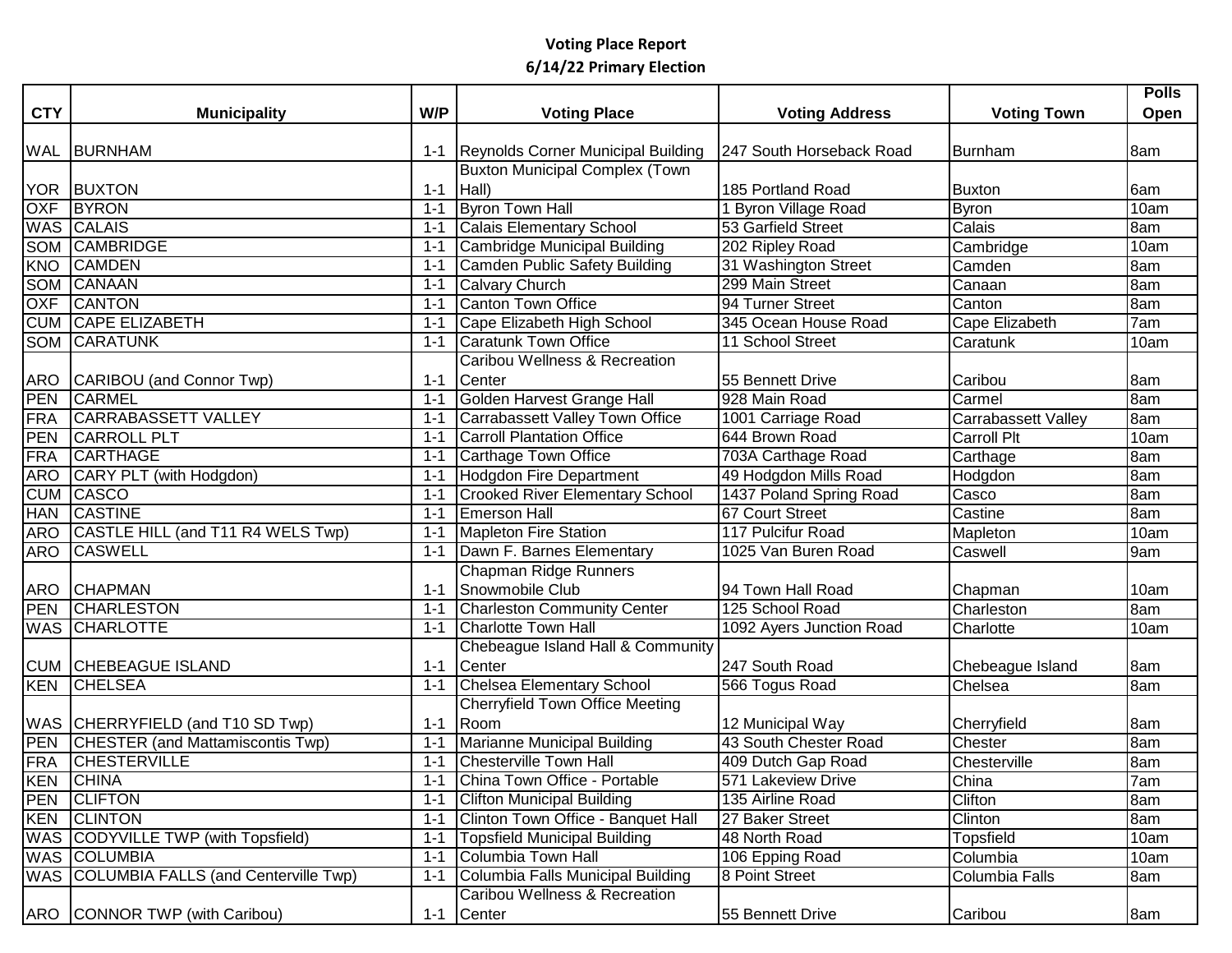**Voting Place Report**
**6/14/22 Primary Election**

| CTY | Municipality | W/P | Voting Place | Voting Address | Voting Town | Polls Open |
|---|---|---|---|---|---|---|
| WAL | BURNHAM | 1-1 | Reynolds Corner Municipal Building | 247 South Horseback Road | Burnham | 8am |
| YOR | BUXTON | 1-1 | Buxton Municipal Complex (Town Hall) | 185 Portland Road | Buxton | 6am |
| OXF | BYRON | 1-1 | Byron Town Hall | 1 Byron Village Road | Byron | 10am |
| WAS | CALAIS | 1-1 | Calais Elementary School | 53 Garfield Street | Calais | 8am |
| SOM | CAMBRIDGE | 1-1 | Cambridge Municipal Building | 202 Ripley Road | Cambridge | 10am |
| KNO | CAMDEN | 1-1 | Camden Public Safety Building | 31 Washington Street | Camden | 8am |
| SOM | CANAAN | 1-1 | Calvary Church | 299 Main Street | Canaan | 8am |
| OXF | CANTON | 1-1 | Canton Town Office | 94 Turner Street | Canton | 8am |
| CUM | CAPE ELIZABETH | 1-1 | Cape Elizabeth High School | 345 Ocean House Road | Cape Elizabeth | 7am |
| SOM | CARATUNK | 1-1 | Caratunk Town Office | 11 School Street | Caratunk | 10am |
| ARO | CARIBOU (and Connor Twp) | 1-1 | Caribou Wellness & Recreation Center | 55 Bennett Drive | Caribou | 8am |
| PEN | CARMEL | 1-1 | Golden Harvest Grange Hall | 928 Main Road | Carmel | 8am |
| FRA | CARRABASSETT VALLEY | 1-1 | Carrabassett Valley Town Office | 1001 Carriage Road | Carrabassett Valley | 8am |
| PEN | CARROLL PLT | 1-1 | Carroll Plantation Office | 644 Brown Road | Carroll Plt | 10am |
| FRA | CARTHAGE | 1-1 | Carthage Town Office | 703A Carthage Road | Carthage | 8am |
| ARO | CARY PLT (with Hodgdon) | 1-1 | Hodgdon Fire Department | 49 Hodgdon Mills Road | Hodgdon | 8am |
| CUM | CASCO | 1-1 | Crooked River Elementary School | 1437 Poland Spring Road | Casco | 8am |
| HAN | CASTINE | 1-1 | Emerson Hall | 67 Court Street | Castine | 8am |
| ARO | CASTLE HILL (and T11 R4 WELS Twp) | 1-1 | Mapleton Fire Station | 117 Pulcifur Road | Mapleton | 10am |
| ARO | CASWELL | 1-1 | Dawn F. Barnes Elementary | 1025 Van Buren Road | Caswell | 9am |
| ARO | CHAPMAN | 1-1 | Chapman Ridge Runners Snowmobile Club | 94 Town Hall Road | Chapman | 10am |
| PEN | CHARLESTON | 1-1 | Charleston Community Center | 125 School Road | Charleston | 8am |
| WAS | CHARLOTTE | 1-1 | Charlotte Town Hall | 1092 Ayers Junction Road | Charlotte | 10am |
| CUM | CHEBEAGUE ISLAND | 1-1 | Chebeague Island Hall & Community Center | 247 South Road | Chebeague Island | 8am |
| KEN | CHELSEA | 1-1 | Chelsea Elementary School | 566 Togus Road | Chelsea | 8am |
| WAS | CHERRYFIELD (and T10 SD Twp) | 1-1 | Cherryfield Town Office Meeting Room | 12 Municipal Way | Cherryfield | 8am |
| PEN | CHESTER (and Mattamiscontis Twp) | 1-1 | Marianne Municipal Building | 43 South Chester Road | Chester | 8am |
| FRA | CHESTERVILLE | 1-1 | Chesterville Town Hall | 409 Dutch Gap Road | Chesterville | 8am |
| KEN | CHINA | 1-1 | China Town Office - Portable | 571 Lakeview Drive | China | 7am |
| PEN | CLIFTON | 1-1 | Clifton Municipal Building | 135 Airline Road | Clifton | 8am |
| KEN | CLINTON | 1-1 | Clinton Town Office - Banquet Hall | 27 Baker Street | Clinton | 8am |
| WAS | CODYVILLE TWP (with Topsfield) | 1-1 | Topsfield Municipal Building | 48 North Road | Topsfield | 10am |
| WAS | COLUMBIA | 1-1 | Columbia Town Hall | 106 Epping Road | Columbia | 10am |
| WAS | COLUMBIA FALLS (and Centerville Twp) | 1-1 | Columbia Falls Municipal Building | 8 Point Street | Columbia Falls | 8am |
| ARO | CONNOR TWP (with Caribou) | 1-1 | Caribou Wellness & Recreation Center | 55 Bennett Drive | Caribou | 8am |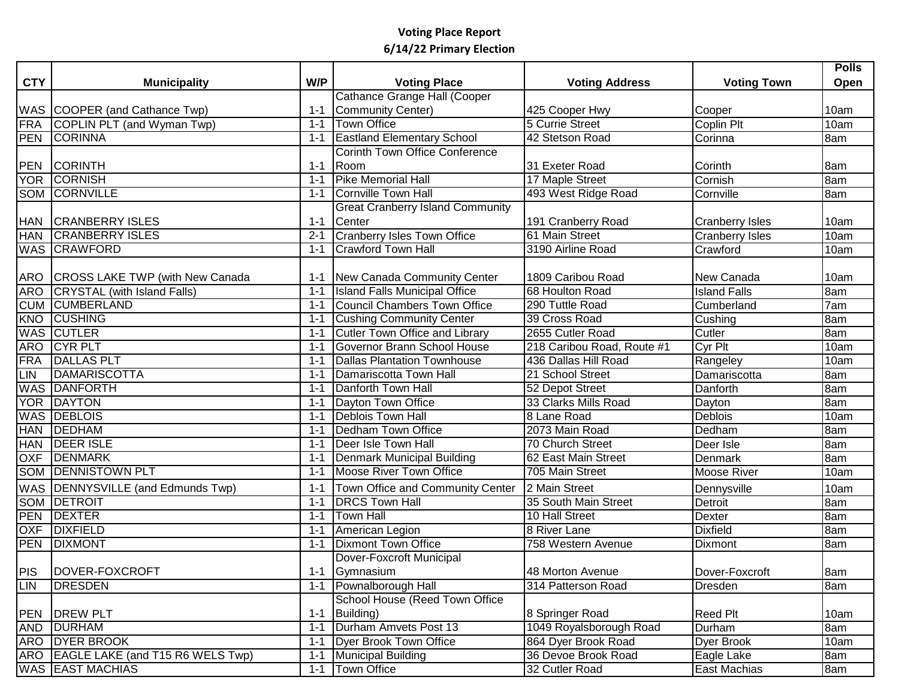**Voting Place Report**

**6/14/22 Primary Election**

| CTY | Municipality | W/P | Voting Place | Voting Address | Voting Town | Polls Open |
|---|---|---|---|---|---|---|
| WAS | COOPER (and Cathance Twp) | 1-1 | Cathance Grange Hall (Cooper Community Center) | 425 Cooper Hwy | Cooper | 10am |
| FRA | COPLIN PLT (and Wyman Twp) | 1-1 | Town Office | 5 Currie Street | Coplin Plt | 10am |
| PEN | CORINNA | 1-1 | Eastland Elementary School | 42 Stetson Road | Corinna | 8am |
| PEN | CORINTH | 1-1 | Corinth Town Office Conference Room | 31 Exeter Road | Corinth | 8am |
| YOR | CORNISH | 1-1 | Pike Memorial Hall | 17 Maple Street | Cornish | 8am |
| SOM | CORNVILLE | 1-1 | Cornville Town Hall | 493 West Ridge Road | Cornville | 8am |
| HAN | CRANBERRY ISLES | 1-1 | Great Cranberry Island Community Center | 191 Cranberry Road | Cranberry Isles | 10am |
| HAN | CRANBERRY ISLES | 2-1 | Cranberry Isles Town Office | 61 Main Street | Cranberry Isles | 10am |
| WAS | CRAWFORD | 1-1 | Crawford Town Hall | 3190 Airline Road | Crawford | 10am |
| ARO | CROSS LAKE TWP (with New Canada | 1-1 | New Canada Community Center | 1809 Caribou Road | New Canada | 10am |
| ARO | CRYSTAL (with Island Falls) | 1-1 | Island Falls Municipal Office | 68 Houlton Road | Island Falls | 8am |
| CUM | CUMBERLAND | 1-1 | Council Chambers Town Office | 290 Tuttle Road | Cumberland | 7am |
| KNO | CUSHING | 1-1 | Cushing Community Center | 39 Cross Road | Cushing | 8am |
| WAS | CUTLER | 1-1 | Cutler Town Office and Library | 2655 Cutler Road | Cutler | 8am |
| ARO | CYR PLT | 1-1 | Governor Brann School House | 218 Caribou Road, Route #1 | Cyr Plt | 10am |
| FRA | DALLAS PLT | 1-1 | Dallas Plantation Townhouse | 436 Dallas Hill Road | Rangeley | 10am |
| LIN | DAMARISCOTTA | 1-1 | Damariscotta Town Hall | 21 School Street | Damariscotta | 8am |
| WAS | DANFORTH | 1-1 | Danforth Town Hall | 52 Depot Street | Danforth | 8am |
| YOR | DAYTON | 1-1 | Dayton Town Office | 33 Clarks Mills Road | Dayton | 8am |
| WAS | DEBLOIS | 1-1 | Deblois Town Hall | 8 Lane Road | Deblois | 10am |
| HAN | DEDHAM | 1-1 | Dedham Town Office | 2073 Main Road | Dedham | 8am |
| HAN | DEER ISLE | 1-1 | Deer Isle Town Hall | 70 Church Street | Deer Isle | 8am |
| OXF | DENMARK | 1-1 | Denmark Municipal Building | 62 East Main Street | Denmark | 8am |
| SOM | DENNISTOWN PLT | 1-1 | Moose River Town Office | 705 Main Street | Moose River | 10am |
| WAS | DENNYSVILLE (and Edmunds Twp) | 1-1 | Town Office and Community Center | 2 Main Street | Dennysville | 10am |
| SOM | DETROIT | 1-1 | DRCS Town Hall | 35 South Main Street | Detroit | 8am |
| PEN | DEXTER | 1-1 | Town Hall | 10 Hall Street | Dexter | 8am |
| OXF | DIXFIELD | 1-1 | American Legion | 8 River Lane | Dixfield | 8am |
| PEN | DIXMONT | 1-1 | Dixmont Town Office | 758 Western Avenue | Dixmont | 8am |
| PIS | DOVER-FOXCROFT | 1-1 | Dover-Foxcroft Municipal Gymnasium | 48 Morton Avenue | Dover-Foxcroft | 8am |
| LIN | DRESDEN | 1-1 | Pownalborough Hall | 314 Patterson Road | Dresden | 8am |
| PEN | DREW PLT | 1-1 | School House (Reed Town Office Building) | 8 Springer Road | Reed Plt | 10am |
| AND | DURHAM | 1-1 | Durham Amvets Post 13 | 1049 Royalsborough Road | Durham | 8am |
| ARO | DYER BROOK | 1-1 | Dyer Brook Town Office | 864 Dyer Brook Road | Dyer Brook | 10am |
| ARO | EAGLE LAKE (and T15 R6 WELS Twp) | 1-1 | Municipal Building | 36 Devoe Brook Road | Eagle Lake | 8am |
| WAS | EAST MACHIAS | 1-1 | Town Office | 32 Cutler Road | East Machias | 8am |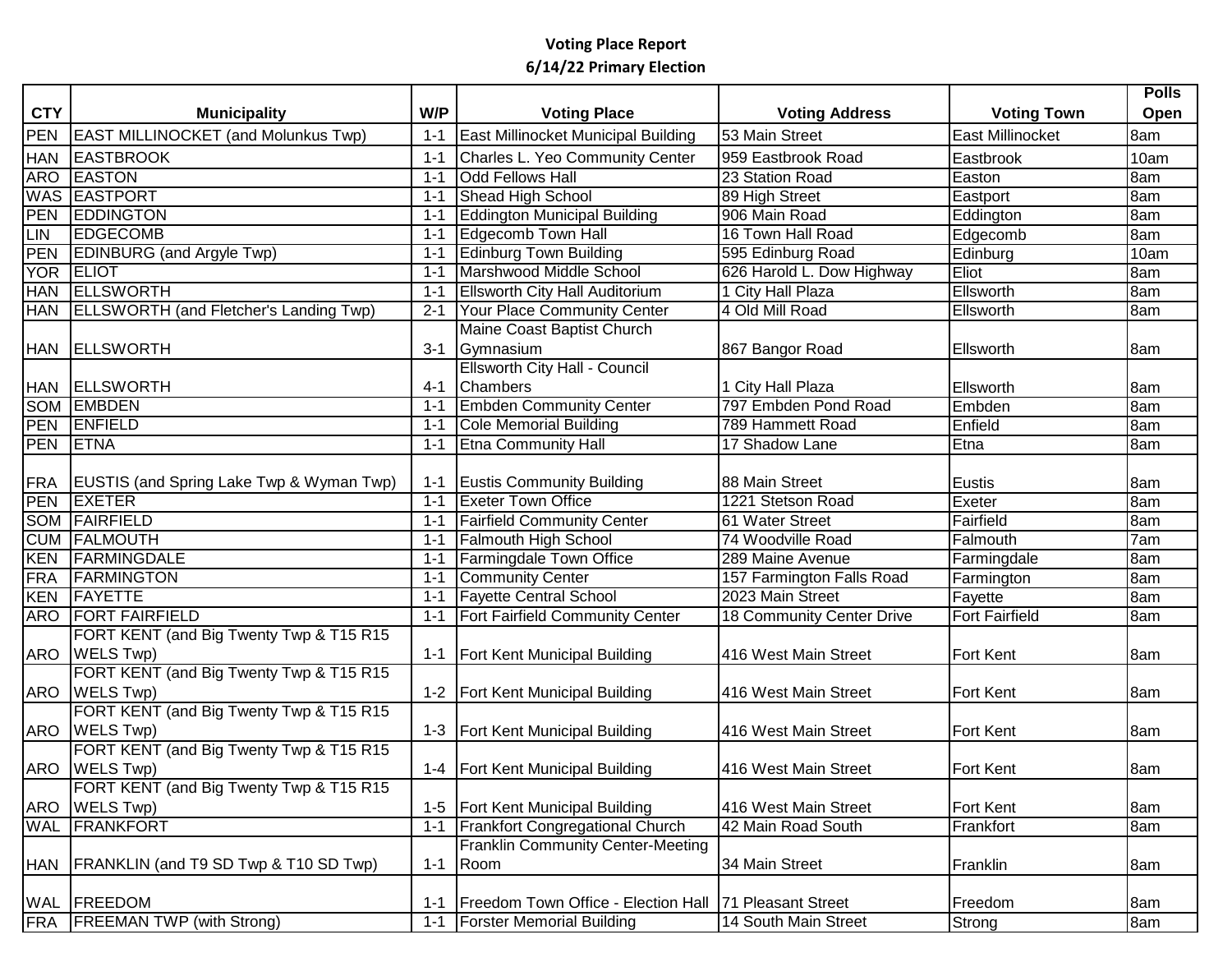**Voting Place Report**

**6/14/22 Primary Election**

| CTY | Municipality | W/P | Voting Place | Voting Address | Voting Town | Polls Open |
|---|---|---|---|---|---|---|
| PEN | EAST MILLINOCKET (and Molunkus Twp) | 1-1 | East Millinocket Municipal Building | 53 Main Street | East Millinocket | 8am |
| HAN | EASTBROOK | 1-1 | Charles L. Yeo Community Center | 959 Eastbrook Road | Eastbrook | 10am |
| ARO | EASTON | 1-1 | Odd Fellows Hall | 23 Station Road | Easton | 8am |
| WAS | EASTPORT | 1-1 | Shead High School | 89 High Street | Eastport | 8am |
| PEN | EDDINGTON | 1-1 | Eddington Municipal Building | 906 Main Road | Eddington | 8am |
| LIN | EDGECOMB | 1-1 | Edgecomb Town Hall | 16 Town Hall Road | Edgecomb | 8am |
| PEN | EDINBURG (and Argyle Twp) | 1-1 | Edinburg Town Building | 595 Edinburg Road | Edinburg | 10am |
| YOR | ELIOT | 1-1 | Marshwood Middle School | 626 Harold L. Dow Highway | Eliot | 8am |
| HAN | ELLSWORTH | 1-1 | Ellsworth City Hall Auditorium | 1 City Hall Plaza | Ellsworth | 8am |
| HAN | ELLSWORTH (and Fletcher's Landing Twp) | 2-1 | Your Place Community Center | 4 Old Mill Road | Ellsworth | 8am |
| HAN | ELLSWORTH | 3-1 | Maine Coast Baptist Church Gymnasium | 867 Bangor Road | Ellsworth | 8am |
| HAN | ELLSWORTH | 4-1 | Ellsworth City Hall - Council Chambers | 1 City Hall Plaza | Ellsworth | 8am |
| SOM | EMBDEN | 1-1 | Embden Community Center | 797 Embden Pond Road | Embden | 8am |
| PEN | ENFIELD | 1-1 | Cole Memorial Building | 789 Hammett Road | Enfield | 8am |
| PEN | ETNA | 1-1 | Etna Community Hall | 17 Shadow Lane | Etna | 8am |
| FRA | EUSTIS (and Spring Lake Twp & Wyman Twp) | 1-1 | Eustis Community Building | 88 Main Street | Eustis | 8am |
| PEN | EXETER | 1-1 | Exeter Town Office | 1221 Stetson Road | Exeter | 8am |
| SOM | FAIRFIELD | 1-1 | Fairfield Community Center | 61 Water Street | Fairfield | 8am |
| CUM | FALMOUTH | 1-1 | Falmouth High School | 74 Woodville Road | Falmouth | 7am |
| KEN | FARMINGDALE | 1-1 | Farmingdale Town Office | 289 Maine Avenue | Farmingdale | 8am |
| FRA | FARMINGTON | 1-1 | Community Center | 157 Farmington Falls Road | Farmington | 8am |
| KEN | FAYETTE | 1-1 | Fayette Central School | 2023 Main Street | Fayette | 8am |
| ARO | FORT FAIRFIELD | 1-1 | Fort Fairfield Community Center | 18 Community Center Drive | Fort Fairfield | 8am |
| ARO | FORT KENT (and Big Twenty Twp & T15 R15 WELS Twp) | 1-1 | Fort Kent Municipal Building | 416 West Main Street | Fort Kent | 8am |
| ARO | FORT KENT (and Big Twenty Twp & T15 R15 WELS Twp) | 1-2 | Fort Kent Municipal Building | 416 West Main Street | Fort Kent | 8am |
| ARO | FORT KENT (and Big Twenty Twp & T15 R15 WELS Twp) | 1-3 | Fort Kent Municipal Building | 416 West Main Street | Fort Kent | 8am |
| ARO | FORT KENT (and Big Twenty Twp & T15 R15 WELS Twp) | 1-4 | Fort Kent Municipal Building | 416 West Main Street | Fort Kent | 8am |
| ARO | FORT KENT (and Big Twenty Twp & T15 R15 WELS Twp) | 1-5 | Fort Kent Municipal Building | 416 West Main Street | Fort Kent | 8am |
| WAL | FRANKFORT | 1-1 | Frankfort Congregational Church | 42 Main Road South | Frankfort | 8am |
| HAN | FRANKLIN (and T9 SD Twp & T10 SD Twp) | 1-1 | Franklin Community Center-Meeting Room | 34 Main Street | Franklin | 8am |
| WAL | FREEDOM | 1-1 | Freedom Town Office - Election Hall | 71 Pleasant Street | Freedom | 8am |
| FRA | FREEMAN TWP (with Strong) | 1-1 | Forster Memorial Building | 14 South Main Street | Strong | 8am |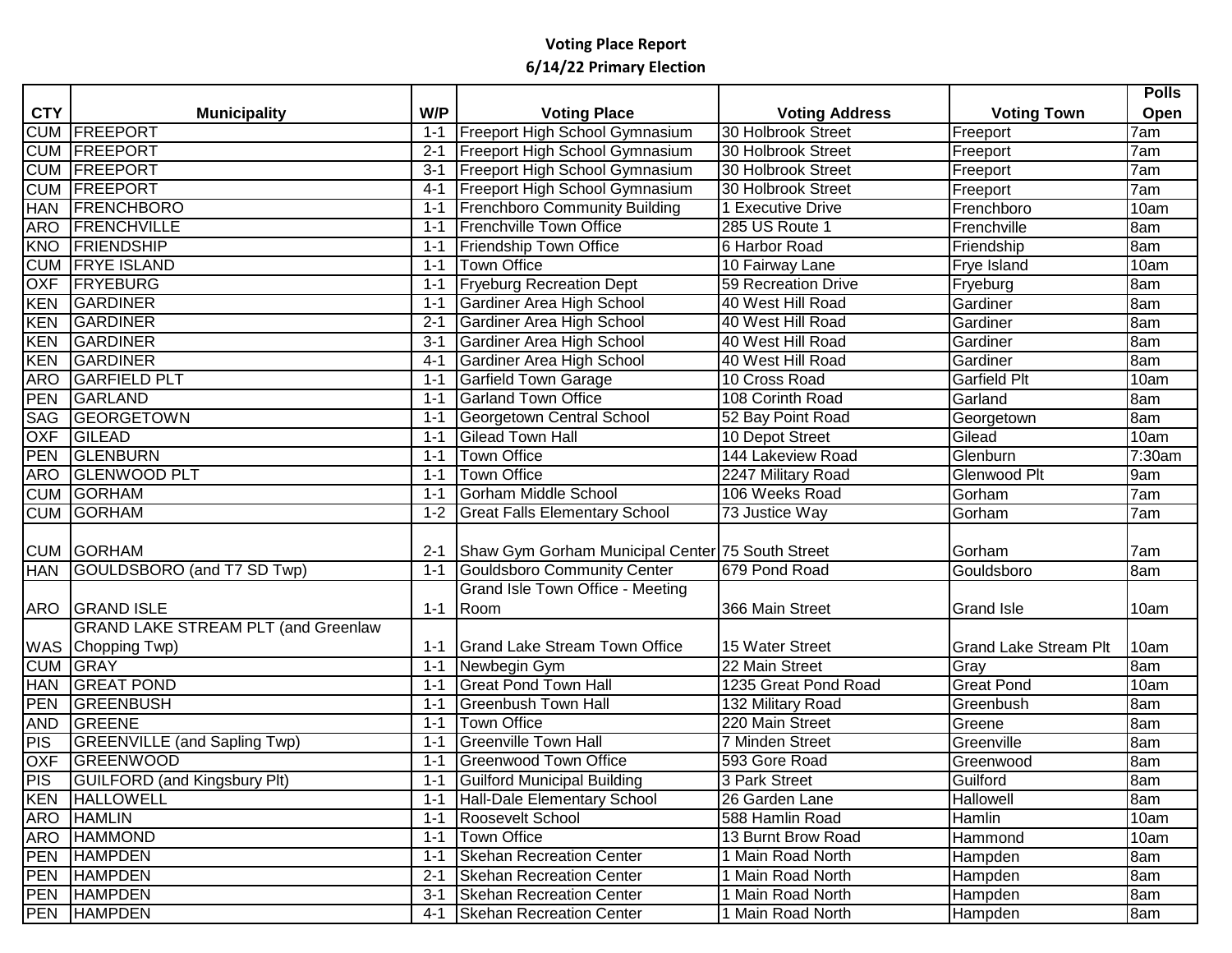**Voting Place Report**

**6/14/22 Primary Election**

| CTY | Municipality | W/P | Voting Place | Voting Address | Voting Town | Polls Open |
|---|---|---|---|---|---|---|
| CUM | FREEPORT | 1-1 | Freeport High School Gymnasium | 30 Holbrook Street | Freeport | 7am |
| CUM | FREEPORT | 2-1 | Freeport High School Gymnasium | 30 Holbrook Street | Freeport | 7am |
| CUM | FREEPORT | 3-1 | Freeport High School Gymnasium | 30 Holbrook Street | Freeport | 7am |
| CUM | FREEPORT | 4-1 | Freeport High School Gymnasium | 30 Holbrook Street | Freeport | 7am |
| HAN | FRENCHBORO | 1-1 | Frenchboro Community Building | 1 Executive Drive | Frenchboro | 10am |
| ARO | FRENCHVILLE | 1-1 | Frenchville Town Office | 285 US Route 1 | Frenchville | 8am |
| KNO | FRIENDSHIP | 1-1 | Friendship Town Office | 6 Harbor Road | Friendship | 8am |
| CUM | FRYE ISLAND | 1-1 | Town Office | 10 Fairway Lane | Frye Island | 10am |
| OXF | FRYEBURG | 1-1 | Fryeburg Recreation Dept | 59 Recreation Drive | Fryeburg | 8am |
| KEN | GARDINER | 1-1 | Gardiner Area High School | 40 West Hill Road | Gardiner | 8am |
| KEN | GARDINER | 2-1 | Gardiner Area High School | 40 West Hill Road | Gardiner | 8am |
| KEN | GARDINER | 3-1 | Gardiner Area High School | 40 West Hill Road | Gardiner | 8am |
| KEN | GARDINER | 4-1 | Gardiner Area High School | 40 West Hill Road | Gardiner | 8am |
| ARO | GARFIELD PLT | 1-1 | Garfield Town Garage | 10 Cross Road | Garfield Plt | 10am |
| PEN | GARLAND | 1-1 | Garland Town Office | 108 Corinth Road | Garland | 8am |
| SAG | GEORGETOWN | 1-1 | Georgetown Central School | 52 Bay Point Road | Georgetown | 8am |
| OXF | GILEAD | 1-1 | Gilead Town Hall | 10 Depot Street | Gilead | 10am |
| PEN | GLENBURN | 1-1 | Town Office | 144 Lakeview Road | Glenburn | 7:30am |
| ARO | GLENWOOD PLT | 1-1 | Town Office | 2247 Military Road | Glenwood Plt | 9am |
| CUM | GORHAM | 1-1 | Gorham Middle School | 106 Weeks Road | Gorham | 7am |
| CUM | GORHAM | 1-2 | Great Falls Elementary School | 73 Justice Way | Gorham | 7am |
| CUM | GORHAM | 2-1 | Shaw Gym Gorham Municipal Center | 75 South Street | Gorham | 7am |
| HAN | GOULDSBORO (and T7 SD Twp) | 1-1 | Gouldsboro Community Center | 679 Pond Road | Gouldsboro | 8am |
| ARO | GRAND ISLE | 1-1 | Grand Isle Town Office - Meeting Room | 366 Main Street | Grand Isle | 10am |
| WAS | GRAND LAKE STREAM PLT (and Greenlaw Chopping Twp) | 1-1 | Grand Lake Stream Town Office | 15 Water Street | Grand Lake Stream Plt | 10am |
| CUM | GRAY | 1-1 | Newbegin Gym | 22 Main Street | Gray | 8am |
| HAN | GREAT POND | 1-1 | Great Pond Town Hall | 1235 Great Pond Road | Great Pond | 10am |
| PEN | GREENBUSH | 1-1 | Greenbush Town Hall | 132 Military Road | Greenbush | 8am |
| AND | GREENE | 1-1 | Town Office | 220 Main Street | Greene | 8am |
| PIS | GREENVILLE (and Sapling Twp) | 1-1 | Greenville Town Hall | 7 Minden Street | Greenville | 8am |
| OXF | GREENWOOD | 1-1 | Greenwood Town Office | 593 Gore Road | Greenwood | 8am |
| PIS | GUILFORD (and Kingsbury Plt) | 1-1 | Guilford Municipal Building | 3 Park Street | Guilford | 8am |
| KEN | HALLOWELL | 1-1 | Hall-Dale Elementary School | 26 Garden Lane | Hallowell | 8am |
| ARO | HAMLIN | 1-1 | Roosevelt School | 588 Hamlin Road | Hamlin | 10am |
| ARO | HAMMOND | 1-1 | Town Office | 13 Burnt Brow Road | Hammond | 10am |
| PEN | HAMPDEN | 1-1 | Skehan Recreation Center | 1 Main Road North | Hampden | 8am |
| PEN | HAMPDEN | 2-1 | Skehan Recreation Center | 1 Main Road North | Hampden | 8am |
| PEN | HAMPDEN | 3-1 | Skehan Recreation Center | 1 Main Road North | Hampden | 8am |
| PEN | HAMPDEN | 4-1 | Skehan Recreation Center | 1 Main Road North | Hampden | 8am |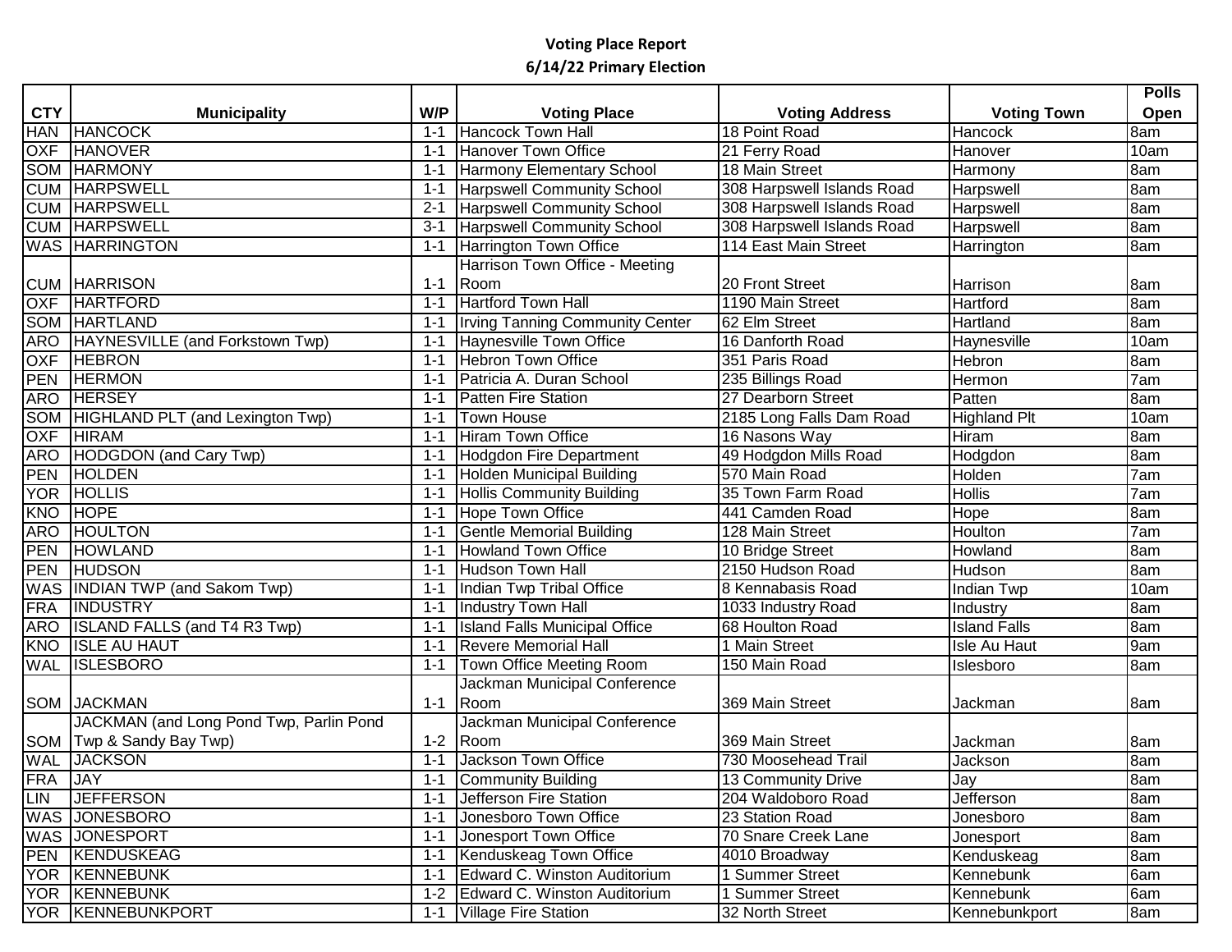**Voting Place Report**
**6/14/22 Primary Election**

| CTY | Municipality | W/P | Voting Place | Voting Address | Voting Town | Polls Open |
|---|---|---|---|---|---|---|
| HAN | HANCOCK | 1-1 | Hancock Town Hall | 18 Point Road | Hancock | 8am |
| OXF | HANOVER | 1-1 | Hanover Town Office | 21 Ferry Road | Hanover | 10am |
| SOM | HARMONY | 1-1 | Harmony Elementary School | 18 Main Street | Harmony | 8am |
| CUM | HARPSWELL | 1-1 | Harpswell Community School | 308 Harpswell Islands Road | Harpswell | 8am |
| CUM | HARPSWELL | 2-1 | Harpswell Community School | 308 Harpswell Islands Road | Harpswell | 8am |
| CUM | HARPSWELL | 3-1 | Harpswell Community School | 308 Harpswell Islands Road | Harpswell | 8am |
| WAS | HARRINGTON | 1-1 | Harrington Town Office | 114 East Main Street | Harrington | 8am |
| CUM | HARRISON | 1-1 | Harrison Town Office - Meeting Room | 20 Front Street | Harrison | 8am |
| OXF | HARTFORD | 1-1 | Hartford Town Hall | 1190 Main Street | Hartford | 8am |
| SOM | HARTLAND | 1-1 | Irving Tanning Community Center | 62 Elm Street | Hartland | 8am |
| ARO | HAYNESVILLE (and Forkstown Twp) | 1-1 | Haynesville Town Office | 16 Danforth Road | Haynesville | 10am |
| OXF | HEBRON | 1-1 | Hebron Town Office | 351 Paris Road | Hebron | 8am |
| PEN | HERMON | 1-1 | Patricia A. Duran School | 235 Billings Road | Hermon | 7am |
| ARO | HERSEY | 1-1 | Patten Fire Station | 27 Dearborn Street | Patten | 8am |
| SOM | HIGHLAND PLT (and Lexington Twp) | 1-1 | Town House | 2185 Long Falls Dam Road | Highland Plt | 10am |
| OXF | HIRAM | 1-1 | Hiram Town Office | 16 Nasons Way | Hiram | 8am |
| ARO | HODGDON (and Cary Twp) | 1-1 | Hodgdon Fire Department | 49 Hodgdon Mills Road | Hodgdon | 8am |
| PEN | HOLDEN | 1-1 | Holden Municipal Building | 570 Main Road | Holden | 7am |
| YOR | HOLLIS | 1-1 | Hollis Community Building | 35 Town Farm Road | Hollis | 7am |
| KNO | HOPE | 1-1 | Hope Town Office | 441 Camden Road | Hope | 8am |
| ARO | HOULTON | 1-1 | Gentle Memorial Building | 128 Main Street | Houlton | 7am |
| PEN | HOWLAND | 1-1 | Howland Town Office | 10 Bridge Street | Howland | 8am |
| PEN | HUDSON | 1-1 | Hudson Town Hall | 2150 Hudson Road | Hudson | 8am |
| WAS | INDIAN TWP (and Sakom Twp) | 1-1 | Indian Twp Tribal Office | 8 Kennabasis Road | Indian Twp | 10am |
| FRA | INDUSTRY | 1-1 | Industry Town Hall | 1033 Industry Road | Industry | 8am |
| ARO | ISLAND FALLS (and T4 R3 Twp) | 1-1 | Island Falls Municipal Office | 68 Houlton Road | Island Falls | 8am |
| KNO | ISLE AU HAUT | 1-1 | Revere Memorial Hall | 1 Main Street | Isle Au Haut | 9am |
| WAL | ISLESBORO | 1-1 | Town Office Meeting Room | 150 Main Road | Islesboro | 8am |
| SOM | JACKMAN | 1-1 | Jackman Municipal Conference Room | 369 Main Street | Jackman | 8am |
| SOM | JACKMAN (and Long Pond Twp, Parlin Pond Twp & Sandy Bay Twp) | 1-2 | Jackman Municipal Conference Room | 369 Main Street | Jackman | 8am |
| WAL | JACKSON | 1-1 | Jackson Town Office | 730 Moosehead Trail | Jackson | 8am |
| FRA | JAY | 1-1 | Community Building | 13 Community Drive | Jay | 8am |
| LIN | JEFFERSON | 1-1 | Jefferson Fire Station | 204 Waldoboro Road | Jefferson | 8am |
| WAS | JONESBORO | 1-1 | Jonesboro Town Office | 23 Station Road | Jonesboro | 8am |
| WAS | JONESPORT | 1-1 | Jonesport Town Office | 70 Snare Creek Lane | Jonesport | 8am |
| PEN | KENDUSKEAG | 1-1 | Kenduskeag Town Office | 4010 Broadway | Kenduskeag | 8am |
| YOR | KENNEBUNK | 1-1 | Edward C. Winston Auditorium | 1 Summer Street | Kennebunk | 6am |
| YOR | KENNEBUNK | 1-2 | Edward C. Winston Auditorium | 1 Summer Street | Kennebunk | 6am |
| YOR | KENNEBUNKPORT | 1-1 | Village Fire Station | 32 North Street | Kennebunkport | 8am |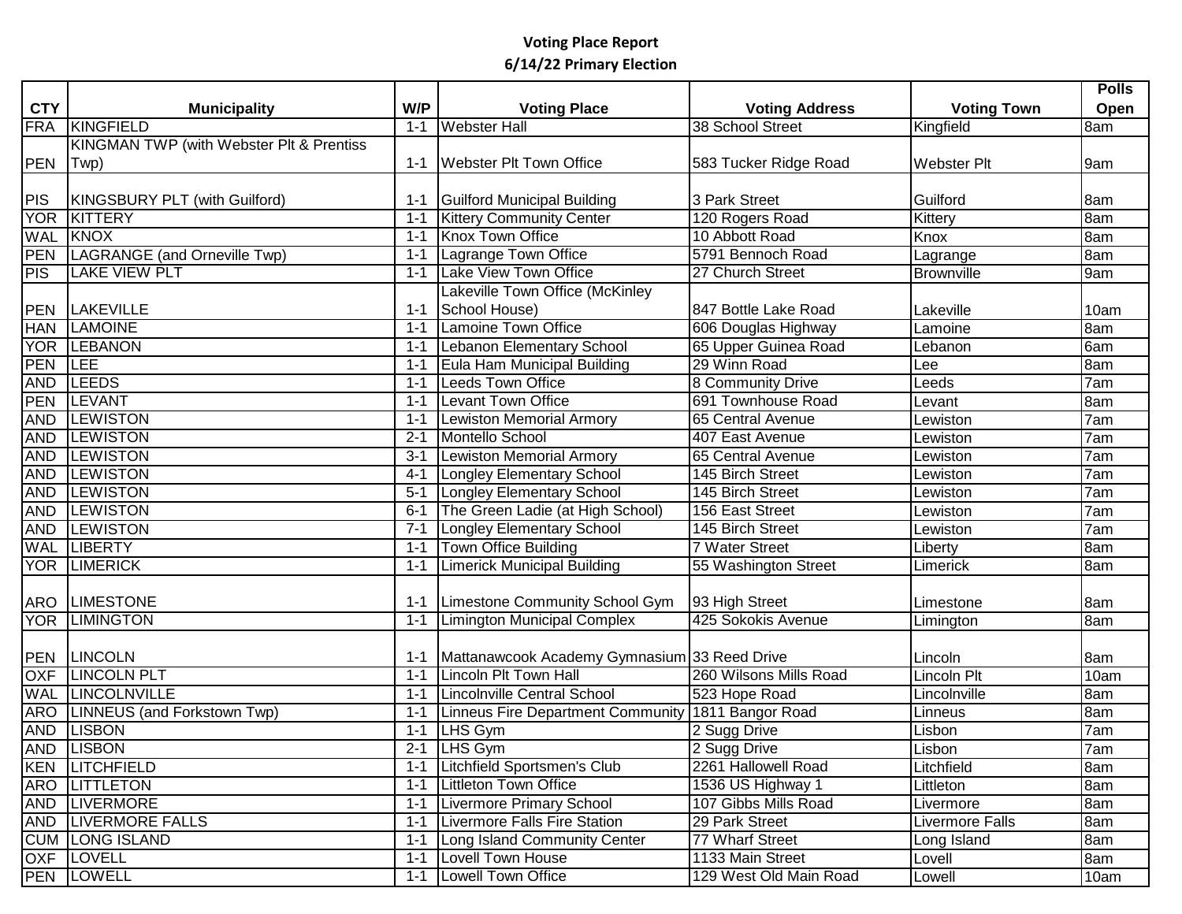**Voting Place Report**
**6/14/22 Primary Election**

| CTY | Municipality | W/P | Voting Place | Voting Address | Voting Town | Polls Open |
|---|---|---|---|---|---|---|
| FRA | KINGFIELD | 1-1 | Webster Hall | 38 School Street | Kingfield | 8am |
| PEN | KINGMAN TWP (with Webster Plt & Prentiss Twp) | 1-1 | Webster Plt Town Office | 583 Tucker Ridge Road | Webster Plt | 9am |
| PIS | KINGSBURY PLT (with Guilford) | 1-1 | Guilford Municipal Building | 3 Park Street | Guilford | 8am |
| YOR | KITTERY | 1-1 | Kittery Community Center | 120 Rogers Road | Kittery | 8am |
| WAL | KNOX | 1-1 | Knox Town Office | 10 Abbott Road | Knox | 8am |
| PEN | LAGRANGE (and Orneville Twp) | 1-1 | Lagrange Town Office | 5791 Bennoch Road | Lagrange | 8am |
| PIS | LAKE VIEW PLT | 1-1 | Lake View Town Office | 27 Church Street | Brownville | 9am |
| PEN | LAKEVILLE | 1-1 | Lakeville Town Office (McKinley School House) | 847 Bottle Lake Road | Lakeville | 10am |
| HAN | LAMOINE | 1-1 | Lamoine Town Office | 606 Douglas Highway | Lamoine | 8am |
| YOR | LEBANON | 1-1 | Lebanon Elementary School | 65 Upper Guinea Road | Lebanon | 6am |
| PEN | LEE | 1-1 | Eula Ham Municipal Building | 29 Winn Road | Lee | 8am |
| AND | LEEDS | 1-1 | Leeds Town Office | 8 Community Drive | Leeds | 7am |
| PEN | LEVANT | 1-1 | Levant Town Office | 691 Townhouse Road | Levant | 8am |
| AND | LEWISTON | 1-1 | Lewiston Memorial Armory | 65 Central Avenue | Lewiston | 7am |
| AND | LEWISTON | 2-1 | Montello School | 407 East Avenue | Lewiston | 7am |
| AND | LEWISTON | 3-1 | Lewiston Memorial Armory | 65 Central Avenue | Lewiston | 7am |
| AND | LEWISTON | 4-1 | Longley Elementary School | 145 Birch Street | Lewiston | 7am |
| AND | LEWISTON | 5-1 | Longley Elementary School | 145 Birch Street | Lewiston | 7am |
| AND | LEWISTON | 6-1 | The Green Ladie (at High School) | 156 East Street | Lewiston | 7am |
| AND | LEWISTON | 7-1 | Longley Elementary School | 145 Birch Street | Lewiston | 7am |
| WAL | LIBERTY | 1-1 | Town Office Building | 7 Water Street | Liberty | 8am |
| YOR | LIMERICK | 1-1 | Limerick Municipal Building | 55 Washington Street | Limerick | 8am |
| ARO | LIMESTONE | 1-1 | Limestone Community School Gym | 93 High Street | Limestone | 8am |
| YOR | LIMINGTON | 1-1 | Limington Municipal Complex | 425 Sokokis Avenue | Limington | 8am |
| PEN | LINCOLN | 1-1 | Mattanawcook Academy Gymnasium | 33 Reed Drive | Lincoln | 8am |
| OXF | LINCOLN PLT | 1-1 | Lincoln Plt Town Hall | 260 Wilsons Mills Road | Lincoln Plt | 10am |
| WAL | LINCOLNVILLE | 1-1 | Lincolnville Central School | 523 Hope Road | Lincolnville | 8am |
| ARO | LINNEUS (and Forkstown Twp) | 1-1 | Linneus Fire Department Community | 1811 Bangor Road | Linneus | 8am |
| AND | LISBON | 1-1 | LHS Gym | 2 Sugg Drive | Lisbon | 7am |
| AND | LISBON | 2-1 | LHS Gym | 2 Sugg Drive | Lisbon | 7am |
| KEN | LITCHFIELD | 1-1 | Litchfield Sportsmen's Club | 2261 Hallowell Road | Litchfield | 8am |
| ARO | LITTLETON | 1-1 | Littleton Town Office | 1536 US Highway 1 | Littleton | 8am |
| AND | LIVERMORE | 1-1 | Livermore Primary School | 107 Gibbs Mills Road | Livermore | 8am |
| AND | LIVERMORE FALLS | 1-1 | Livermore Falls Fire Station | 29 Park Street | Livermore Falls | 8am |
| CUM | LONG ISLAND | 1-1 | Long Island Community Center | 77 Wharf Street | Long Island | 8am |
| OXF | LOVELL | 1-1 | Lovell Town House | 1133 Main Street | Lovell | 8am |
| PEN | LOWELL | 1-1 | Lowell Town Office | 129 West Old Main Road | Lowell | 10am |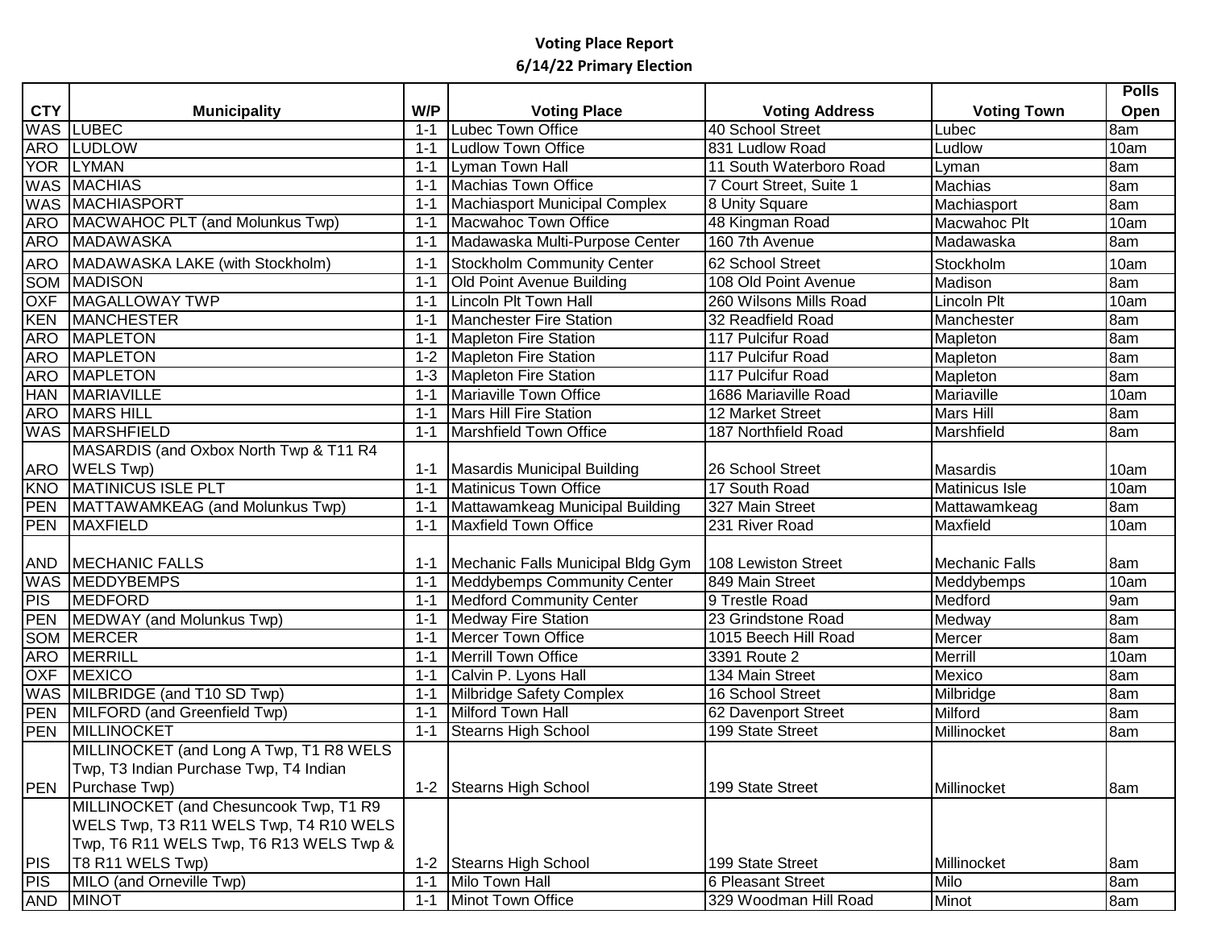**Voting Place Report**

**6/14/22 Primary Election**

| CTY | Municipality | W/P | Voting Place | Voting Address | Voting Town | Polls Open |
|---|---|---|---|---|---|---|
| WAS | LUBEC | 1-1 | Lubec Town Office | 40 School Street | Lubec | 8am |
| ARO | LUDLOW | 1-1 | Ludlow Town Office | 831 Ludlow Road | Ludlow | 10am |
| YOR | LYMAN | 1-1 | Lyman Town Hall | 11 South Waterboro Road | Lyman | 8am |
| WAS | MACHIAS | 1-1 | Machias Town Office | 7 Court Street, Suite 1 | Machias | 8am |
| WAS | MACHIASPORT | 1-1 | Machiasport Municipal Complex | 8 Unity Square | Machiasport | 8am |
| ARO | MACWAHOC PLT (and Molunkus Twp) | 1-1 | Macwahoc Town Office | 48 Kingman Road | Macwahoc Plt | 10am |
| ARO | MADAWASKA | 1-1 | Madawaska Multi-Purpose Center | 160 7th Avenue | Madawaska | 8am |
| ARO | MADAWASKA LAKE (with Stockholm) | 1-1 | Stockholm Community Center | 62 School Street | Stockholm | 10am |
| SOM | MADISON | 1-1 | Old Point Avenue Building | 108 Old Point Avenue | Madison | 8am |
| OXF | MAGALLOWAY TWP | 1-1 | Lincoln Plt Town Hall | 260 Wilsons Mills Road | Lincoln Plt | 10am |
| KEN | MANCHESTER | 1-1 | Manchester Fire Station | 32 Readfield Road | Manchester | 8am |
| ARO | MAPLETON | 1-1 | Mapleton Fire Station | 117 Pulcifur Road | Mapleton | 8am |
| ARO | MAPLETON | 1-2 | Mapleton Fire Station | 117 Pulcifur Road | Mapleton | 8am |
| ARO | MAPLETON | 1-3 | Mapleton Fire Station | 117 Pulcifur Road | Mapleton | 8am |
| HAN | MARIAVILLE | 1-1 | Mariaville Town Office | 1686 Mariaville Road | Mariaville | 10am |
| ARO | MARS HILL | 1-1 | Mars Hill Fire Station | 12 Market Street | Mars Hill | 8am |
| WAS | MARSHFIELD | 1-1 | Marshfield Town Office | 187 Northfield Road | Marshfield | 8am |
| ARO | MASARDIS (and Oxbox North Twp & T11 R4 WELS Twp) | 1-1 | Masardis Municipal Building | 26 School Street | Masardis | 10am |
| KNO | MATINICUS ISLE PLT | 1-1 | Matinicus Town Office | 17 South Road | Matinicus Isle | 10am |
| PEN | MATTAWAMKEAG (and Molunkus Twp) | 1-1 | Mattawamkeag Municipal Building | 327 Main Street | Mattawamkeag | 8am |
| PEN | MAXFIELD | 1-1 | Maxfield Town Office | 231 River Road | Maxfield | 10am |
| AND | MECHANIC FALLS | 1-1 | Mechanic Falls Municipal Bldg Gym | 108 Lewiston Street | Mechanic Falls | 8am |
| WAS | MEDDYBEMPS | 1-1 | Meddybemps Community Center | 849 Main Street | Meddybemps | 10am |
| PIS | MEDFORD | 1-1 | Medford Community Center | 9 Trestle Road | Medford | 9am |
| PEN | MEDWAY (and Molunkus Twp) | 1-1 | Medway Fire Station | 23 Grindstone Road | Medway | 8am |
| SOM | MERCER | 1-1 | Mercer Town Office | 1015 Beech Hill Road | Mercer | 8am |
| ARO | MERRILL | 1-1 | Merrill Town Office | 3391 Route 2 | Merrill | 10am |
| OXF | MEXICO | 1-1 | Calvin P. Lyons Hall | 134 Main Street | Mexico | 8am |
| WAS | MILBRIDGE (and T10 SD Twp) | 1-1 | Milbridge Safety Complex | 16 School Street | Milbridge | 8am |
| PEN | MILFORD (and Greenfield Twp) | 1-1 | Milford Town Hall | 62 Davenport Street | Milford | 8am |
| PEN | MILLINOCKET | 1-1 | Stearns High School | 199 State Street | Millinocket | 8am |
| PEN | MILLINOCKET (and Long A Twp, T1 R8 WELS Twp, T3 Indian Purchase Twp, T4 Indian Purchase Twp) | 1-2 | Stearns High School | 199 State Street | Millinocket | 8am |
| PIS | MILLINOCKET (and Chesuncook Twp, T1 R9 WELS Twp, T3 R11 WELS Twp, T4 R10 WELS Twp, T6 R11 WELS Twp, T6 R13 WELS Twp & T8 R11 WELS Twp) | 1-2 | Stearns High School | 199 State Street | Millinocket | 8am |
| PIS | MILO (and Orneville Twp) | 1-1 | Milo Town Hall | 6 Pleasant Street | Milo | 8am |
| AND | MINOT | 1-1 | Minot Town Office | 329 Woodman Hill Road | Minot | 8am |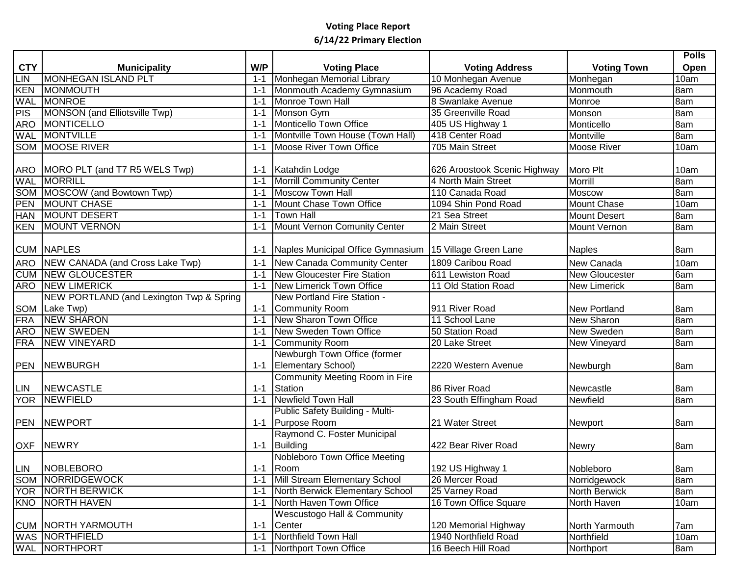**Voting Place Report**
**6/14/22 Primary Election**

| CTY | Municipality | W/P | Voting Place | Voting Address | Voting Town | Polls Open |
|---|---|---|---|---|---|---|
| LIN | MONHEGAN ISLAND PLT | 1-1 | Monhegan Memorial Library | 10 Monhegan Avenue | Monhegan | 10am |
| KEN | MONMOUTH | 1-1 | Monmouth Academy Gymnasium | 96 Academy Road | Monmouth | 8am |
| WAL | MONROE | 1-1 | Monroe Town Hall | 8 Swanlake Avenue | Monroe | 8am |
| PIS | MONSON (and Elliotsville Twp) | 1-1 | Monson Gym | 35 Greenville Road | Monson | 8am |
| ARO | MONTICELLO | 1-1 | Monticello Town Office | 405 US Highway 1 | Monticello | 8am |
| WAL | MONTVILLE | 1-1 | Montville Town House (Town Hall) | 418 Center Road | Montville | 8am |
| SOM | MOOSE RIVER | 1-1 | Moose River Town Office | 705 Main Street | Moose River | 10am |
| ARO | MORO PLT (and T7 R5 WELS Twp) | 1-1 | Katahdin Lodge | 626 Aroostook Scenic Highway | Moro Plt | 10am |
| WAL | MORRILL | 1-1 | Morrill Community Center | 4 North Main Street | Morrill | 8am |
| SOM | MOSCOW (and Bowtown Twp) | 1-1 | Moscow Town Hall | 110 Canada Road | Moscow | 8am |
| PEN | MOUNT CHASE | 1-1 | Mount Chase Town Office | 1094 Shin Pond Road | Mount Chase | 10am |
| HAN | MOUNT DESERT | 1-1 | Town Hall | 21 Sea Street | Mount Desert | 8am |
| KEN | MOUNT VERNON | 1-1 | Mount Vernon Comunity Center | 2 Main Street | Mount Vernon | 8am |
| CUM | NAPLES | 1-1 | Naples Municipal Office Gymnasium | 15 Village Green Lane | Naples | 8am |
| ARO | NEW CANADA (and Cross Lake Twp) | 1-1 | New Canada Community Center | 1809 Caribou Road | New Canada | 10am |
| CUM | NEW GLOUCESTER | 1-1 | New Gloucester Fire Station | 611 Lewiston Road | New Gloucester | 6am |
| ARO | NEW LIMERICK | 1-1 | New Limerick Town Office | 11 Old Station Road | New Limerick | 8am |
| SOM | NEW PORTLAND (and Lexington Twp & Spring Lake Twp) | 1-1 | New Portland Fire Station - Community Room | 911 River Road | New Portland | 8am |
| FRA | NEW SHARON | 1-1 | New Sharon Town Office | 11 School Lane | New Sharon | 8am |
| ARO | NEW SWEDEN | 1-1 | New Sweden Town Office | 50 Station Road | New Sweden | 8am |
| FRA | NEW VINEYARD | 1-1 | Community Room | 20 Lake Street | New Vineyard | 8am |
| PEN | NEWBURGH | 1-1 | Newburgh Town Office (former Elementary School) | 2220 Western Avenue | Newburgh | 8am |
| LIN | NEWCASTLE | 1-1 | Community Meeting Room in Fire Station | 86 River Road | Newcastle | 8am |
| YOR | NEWFIELD | 1-1 | Newfield Town Hall | 23 South Effingham Road | Newfield | 8am |
| PEN | NEWPORT | 1-1 | Public Safety Building - Multi-Purpose Room | 21 Water Street | Newport | 8am |
| OXF | NEWRY | 1-1 | Raymond C. Foster Municipal Building | 422 Bear River Road | Newry | 8am |
| LIN | NOBLEBORO | 1-1 | Nobleboro Town Office Meeting Room | 192 US Highway 1 | Nobleboro | 8am |
| SOM | NORRIDGEWOCK | 1-1 | Mill Stream Elementary School | 26 Mercer Road | Norridgewock | 8am |
| YOR | NORTH BERWICK | 1-1 | North Berwick Elementary School | 25 Varney Road | North Berwick | 8am |
| KNO | NORTH HAVEN | 1-1 | North Haven Town Office | 16 Town Office Square | North Haven | 10am |
| CUM | NORTH YARMOUTH | 1-1 | Wescustogo Hall & Community Center | 120 Memorial Highway | North Yarmouth | 7am |
| WAS | NORTHFIELD | 1-1 | Northfield Town Hall | 1940 Northfield Road | Northfield | 10am |
| WAL | NORTHPORT | 1-1 | Northport Town Office | 16 Beech Hill Road | Northport | 8am |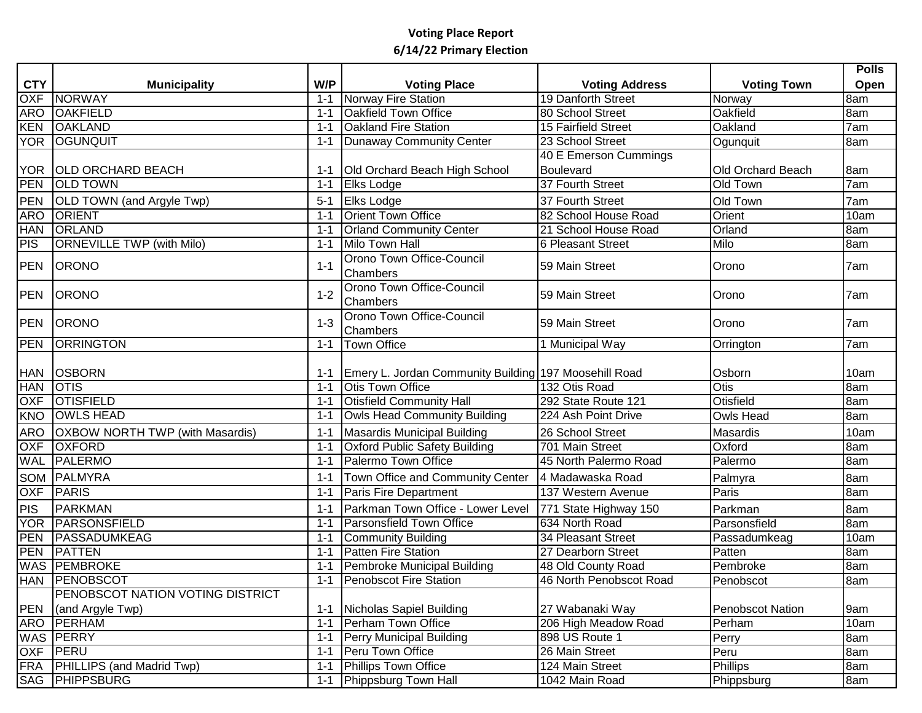# Voting Place Report

## 6/14/22 Primary Election

| CTY | Municipality | W/P | Voting Place | Voting Address | Voting Town | Polls Open |
|---|---|---|---|---|---|---|
| OXF | NORWAY | 1-1 | Norway Fire Station | 19 Danforth Street | Norway | 8am |
| ARO | OAKFIELD | 1-1 | Oakfield Town Office | 80 School Street | Oakfield | 8am |
| KEN | OAKLAND | 1-1 | Oakland Fire Station | 15 Fairfield Street | Oakland | 7am |
| YOR | OGUNQUIT | 1-1 | Dunaway Community Center | 23 School Street | Ogunquit | 8am |
| YOR | OLD ORCHARD BEACH | 1-1 | Old Orchard Beach High School | 40 E Emerson Cummings Boulevard | Old Orchard Beach | 8am |
| PEN | OLD TOWN | 1-1 | Elks Lodge | 37 Fourth Street | Old Town | 7am |
| PEN | OLD TOWN (and Argyle Twp) | 5-1 | Elks Lodge | 37 Fourth Street | Old Town | 7am |
| ARO | ORIENT | 1-1 | Orient Town Office | 82 School House Road | Orient | 10am |
| HAN | ORLAND | 1-1 | Orland Community Center | 21 School House Road | Orland | 8am |
| PIS | ORNEVILLE TWP (with Milo) | 1-1 | Milo Town Hall | 6 Pleasant Street | Milo | 8am |
| PEN | ORONO | 1-1 | Orono Town Office-Council Chambers | 59 Main Street | Orono | 7am |
| PEN | ORONO | 1-2 | Orono Town Office-Council Chambers | 59 Main Street | Orono | 7am |
| PEN | ORONO | 1-3 | Orono Town Office-Council Chambers | 59 Main Street | Orono | 7am |
| PEN | ORRINGTON | 1-1 | Town Office | 1 Municipal Way | Orrington | 7am |
| HAN | OSBORN | 1-1 | Emery L. Jordan Community Building | 197 Moosehill Road | Osborn | 10am |
| HAN | OTIS | 1-1 | Otis Town Office | 132 Otis Road | Otis | 8am |
| OXF | OTISFIELD | 1-1 | Otisfield Community Hall | 292 State Route 121 | Otisfield | 8am |
| KNO | OWLS HEAD | 1-1 | Owls Head Community Building | 224 Ash Point Drive | Owls Head | 8am |
| ARO | OXBOW NORTH TWP (with Masardis) | 1-1 | Masardis Municipal Building | 26 School Street | Masardis | 10am |
| OXF | OXFORD | 1-1 | Oxford Public Safety Building | 701 Main Street | Oxford | 8am |
| WAL | PALERMO | 1-1 | Palermo Town Office | 45 North Palermo Road | Palermo | 8am |
| SOM | PALMYRA | 1-1 | Town Office and Community Center | 4 Madawaska Road | Palmyra | 8am |
| OXF | PARIS | 1-1 | Paris Fire Department | 137 Western Avenue | Paris | 8am |
| PIS | PARKMAN | 1-1 | Parkman Town Office - Lower Level | 771 State Highway 150 | Parkman | 8am |
| YOR | PARSONSFIELD | 1-1 | Parsonsfield Town Office | 634 North Road | Parsonsfield | 8am |
| PEN | PASSADUMKEAG | 1-1 | Community Building | 34 Pleasant Street | Passadumkeag | 10am |
| PEN | PATTEN | 1-1 | Patten Fire Station | 27 Dearborn Street | Patten | 8am |
| WAS | PEMBROKE | 1-1 | Pembroke Municipal Building | 48 Old County Road | Pembroke | 8am |
| HAN | PENOBSCOT | 1-1 | Penobscot Fire Station | 46 North Penobscot Road | Penobscot | 8am |
| PEN | PENOBSCOT NATION VOTING DISTRICT (and Argyle Twp) | 1-1 | Nicholas Sapiel Building | 27 Wabanaki Way | Penobscot Nation | 9am |
| ARO | PERHAM | 1-1 | Perham Town Office | 206 High Meadow Road | Perham | 10am |
| WAS | PERRY | 1-1 | Perry Municipal Building | 898 US Route 1 | Perry | 8am |
| OXF | PERU | 1-1 | Peru Town Office | 26 Main Street | Peru | 8am |
| FRA | PHILLIPS (and Madrid Twp) | 1-1 | Phillips Town Office | 124 Main Street | Phillips | 8am |
| SAG | PHIPPSBURG | 1-1 | Phippsburg Town Hall | 1042 Main Road | Phippsburg | 8am |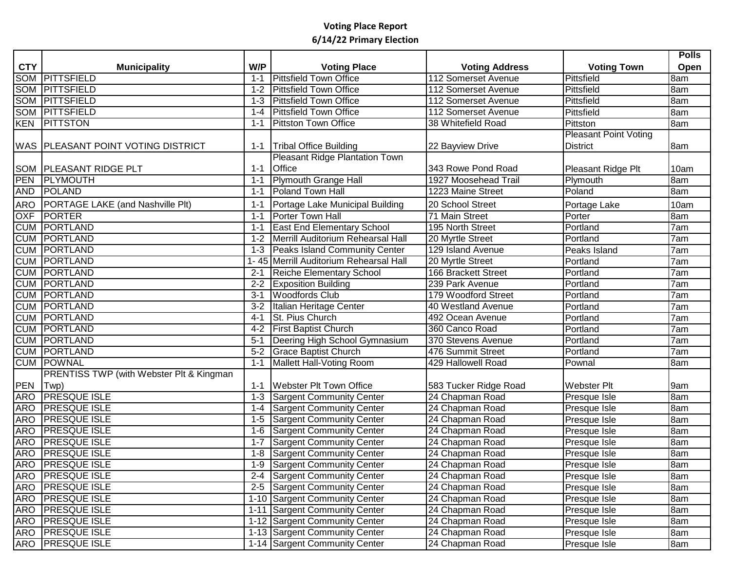**Voting Place Report**

**6/14/22 Primary Election**

| CTY | Municipality | W/P | Voting Place | Voting Address | Voting Town | Polls Open |
|---|---|---|---|---|---|---|
| SOM | PITTSFIELD | 1-1 | Pittsfield Town Office | 112 Somerset Avenue | Pittsfield | 8am |
| SOM | PITTSFIELD | 1-2 | Pittsfield Town Office | 112 Somerset Avenue | Pittsfield | 8am |
| SOM | PITTSFIELD | 1-3 | Pittsfield Town Office | 112 Somerset Avenue | Pittsfield | 8am |
| SOM | PITTSFIELD | 1-4 | Pittsfield Town Office | 112 Somerset Avenue | Pittsfield | 8am |
| KEN | PITTSTON | 1-1 | Pittston Town Office | 38 Whitefield Road | Pittston | 8am |
| WAS | PLEASANT POINT VOTING DISTRICT | 1-1 | Tribal Office Building | 22 Bayview Drive | Pleasant Point Voting District | 8am |
| SOM | PLEASANT RIDGE PLT | 1-1 | Pleasant Ridge Plantation Town Office | 343 Rowe Pond Road | Pleasant Ridge Plt | 10am |
| PEN | PLYMOUTH | 1-1 | Plymouth Grange Hall | 1927 Moosehead Trail | Plymouth | 8am |
| AND | POLAND | 1-1 | Poland Town Hall | 1223 Maine Street | Poland | 8am |
| ARO | PORTAGE LAKE (and Nashville Plt) | 1-1 | Portage Lake Municipal Building | 20 School Street | Portage Lake | 10am |
| OXF | PORTER | 1-1 | Porter Town Hall | 71 Main Street | Porter | 8am |
| CUM | PORTLAND | 1-1 | East End Elementary School | 195 North Street | Portland | 7am |
| CUM | PORTLAND | 1-2 | Merrill Auditorium Rehearsal Hall | 20 Myrtle Street | Portland | 7am |
| CUM | PORTLAND | 1-3 | Peaks Island Community Center | 129 Island Avenue | Peaks Island | 7am |
| CUM | PORTLAND | 1- 45 | Merrill Auditorium Rehearsal Hall | 20 Myrtle Street | Portland | 7am |
| CUM | PORTLAND | 2-1 | Reiche Elementary School | 166 Brackett Street | Portland | 7am |
| CUM | PORTLAND | 2-2 | Exposition Building | 239 Park Avenue | Portland | 7am |
| CUM | PORTLAND | 3-1 | Woodfords Club | 179 Woodford Street | Portland | 7am |
| CUM | PORTLAND | 3-2 | Italian Heritage Center | 40 Westland Avenue | Portland | 7am |
| CUM | PORTLAND | 4-1 | St. Pius Church | 492 Ocean Avenue | Portland | 7am |
| CUM | PORTLAND | 4-2 | First Baptist Church | 360 Canco Road | Portland | 7am |
| CUM | PORTLAND | 5-1 | Deering High School Gymnasium | 370 Stevens Avenue | Portland | 7am |
| CUM | PORTLAND | 5-2 | Grace Baptist Church | 476 Summit Street | Portland | 7am |
| CUM | POWNAL | 1-1 | Mallett Hall-Voting Room | 429 Hallowell Road | Pownal | 8am |
| PEN | PRENTISS TWP (with Webster Plt & Kingman Twp) | 1-1 | Webster Plt Town Office | 583 Tucker Ridge Road | Webster Plt | 9am |
| ARO | PRESQUE ISLE | 1-3 | Sargent Community Center | 24 Chapman Road | Presque Isle | 8am |
| ARO | PRESQUE ISLE | 1-4 | Sargent Community Center | 24 Chapman Road | Presque Isle | 8am |
| ARO | PRESQUE ISLE | 1-5 | Sargent Community Center | 24 Chapman Road | Presque Isle | 8am |
| ARO | PRESQUE ISLE | 1-6 | Sargent Community Center | 24 Chapman Road | Presque Isle | 8am |
| ARO | PRESQUE ISLE | 1-7 | Sargent Community Center | 24 Chapman Road | Presque Isle | 8am |
| ARO | PRESQUE ISLE | 1-8 | Sargent Community Center | 24 Chapman Road | Presque Isle | 8am |
| ARO | PRESQUE ISLE | 1-9 | Sargent Community Center | 24 Chapman Road | Presque Isle | 8am |
| ARO | PRESQUE ISLE | 2-4 | Sargent Community Center | 24 Chapman Road | Presque Isle | 8am |
| ARO | PRESQUE ISLE | 2-5 | Sargent Community Center | 24 Chapman Road | Presque Isle | 8am |
| ARO | PRESQUE ISLE | 1-10 | Sargent Community Center | 24 Chapman Road | Presque Isle | 8am |
| ARO | PRESQUE ISLE | 1-11 | Sargent Community Center | 24 Chapman Road | Presque Isle | 8am |
| ARO | PRESQUE ISLE | 1-12 | Sargent Community Center | 24 Chapman Road | Presque Isle | 8am |
| ARO | PRESQUE ISLE | 1-13 | Sargent Community Center | 24 Chapman Road | Presque Isle | 8am |
| ARO | PRESQUE ISLE | 1-14 | Sargent Community Center | 24 Chapman Road | Presque Isle | 8am |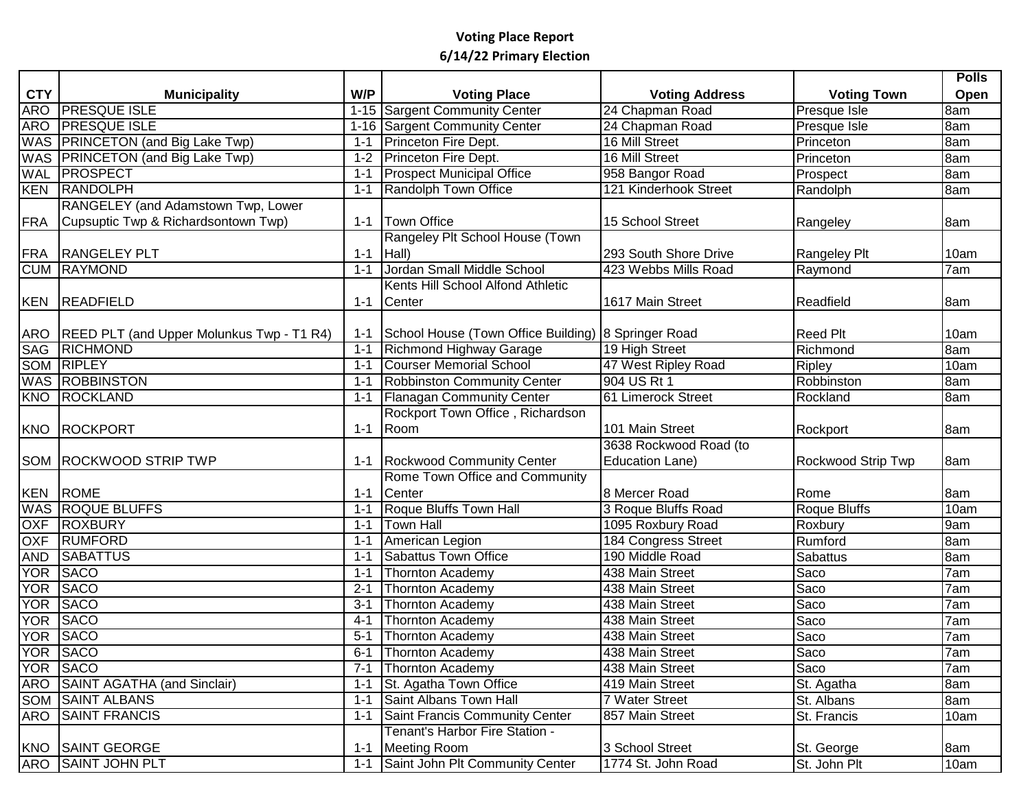**Voting Place Report**

**6/14/22 Primary Election**

| CTY | Municipality | W/P | Voting Place | Voting Address | Voting Town | Polls Open |
|---|---|---|---|---|---|---|
| ARO | PRESQUE ISLE | 1-15 | Sargent Community Center | 24 Chapman Road | Presque Isle | 8am |
| ARO | PRESQUE ISLE | 1-16 | Sargent Community Center | 24 Chapman Road | Presque Isle | 8am |
| WAS | PRINCETON (and Big Lake Twp) | 1-1 | Princeton Fire Dept. | 16 Mill Street | Princeton | 8am |
| WAS | PRINCETON (and Big Lake Twp) | 1-2 | Princeton Fire Dept. | 16 Mill Street | Princeton | 8am |
| WAL | PROSPECT | 1-1 | Prospect Municipal Office | 958 Bangor Road | Prospect | 8am |
| KEN | RANDOLPH | 1-1 | Randolph Town Office | 121 Kinderhook Street | Randolph | 8am |
| FRA | RANGELEY (and Adamstown Twp, Lower Cupsuptic Twp & Richardsontown Twp) | 1-1 | Town Office | 15 School Street | Rangeley | 8am |
| FRA | RANGELEY PLT | 1-1 | Rangeley Plt School House (Town Hall) | 293 South Shore Drive | Rangeley Plt | 10am |
| CUM | RAYMOND | 1-1 | Jordan Small Middle School | 423 Webbs Mills Road | Raymond | 7am |
| KEN | READFIELD | 1-1 | Kents Hill School Alfond Athletic Center | 1617 Main Street | Readfield | 8am |
| ARO | REED PLT (and Upper Molunkus Twp - T1 R4) | 1-1 | School House (Town Office Building) | 8 Springer Road | Reed Plt | 10am |
| SAG | RICHMOND | 1-1 | Richmond Highway Garage | 19 High Street | Richmond | 8am |
| SOM | RIPLEY | 1-1 | Courser Memorial School | 47 West Ripley Road | Ripley | 10am |
| WAS | ROBBINSTON | 1-1 | Robbinston Community Center | 904 US Rt 1 | Robbinston | 8am |
| KNO | ROCKLAND | 1-1 | Flanagan Community Center | 61 Limerock Street | Rockland | 8am |
| KNO | ROCKPORT | 1-1 | Rockport Town Office , Richardson Room | 101 Main Street | Rockport | 8am |
| SOM | ROCKWOOD STRIP TWP | 1-1 | Rockwood Community Center | 3638 Rockwood Road (to Education Lane) | Rockwood Strip Twp | 8am |
| KEN | ROME | 1-1 | Rome Town Office and Community Center | 8 Mercer Road | Rome | 8am |
| WAS | ROQUE BLUFFS | 1-1 | Roque Bluffs Town Hall | 3 Roque Bluffs Road | Roque Bluffs | 10am |
| OXF | ROXBURY | 1-1 | Town Hall | 1095 Roxbury Road | Roxbury | 9am |
| OXF | RUMFORD | 1-1 | American Legion | 184 Congress Street | Rumford | 8am |
| AND | SABATTUS | 1-1 | Sabattus Town Office | 190 Middle Road | Sabattus | 8am |
| YOR | SACO | 1-1 | Thornton Academy | 438 Main Street | Saco | 7am |
| YOR | SACO | 2-1 | Thornton Academy | 438 Main Street | Saco | 7am |
| YOR | SACO | 3-1 | Thornton Academy | 438 Main Street | Saco | 7am |
| YOR | SACO | 4-1 | Thornton Academy | 438 Main Street | Saco | 7am |
| YOR | SACO | 5-1 | Thornton Academy | 438 Main Street | Saco | 7am |
| YOR | SACO | 6-1 | Thornton Academy | 438 Main Street | Saco | 7am |
| YOR | SACO | 7-1 | Thornton Academy | 438 Main Street | Saco | 7am |
| ARO | SAINT AGATHA (and Sinclair) | 1-1 | St. Agatha Town Office | 419 Main Street | St. Agatha | 8am |
| SOM | SAINT ALBANS | 1-1 | Saint Albans Town Hall | 7 Water Street | St. Albans | 8am |
| ARO | SAINT FRANCIS | 1-1 | Saint Francis Community Center | 857 Main Street | St. Francis | 10am |
| KNO | SAINT GEORGE | 1-1 | Tenant's Harbor Fire Station - Meeting Room | 3 School Street | St. George | 8am |
| ARO | SAINT JOHN PLT | 1-1 | Saint John Plt Community Center | 1774 St. John Road | St. John Plt | 10am |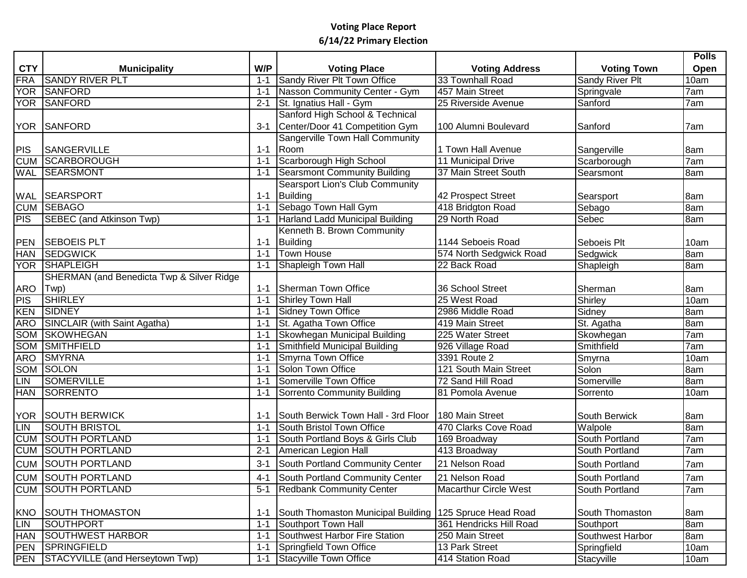**Voting Place Report**

**6/14/22 Primary Election**

| CTY | Municipality | W/P | Voting Place | Voting Address | Voting Town | Polls Open |
|---|---|---|---|---|---|---|
| FRA | SANDY RIVER PLT | 1-1 | Sandy River Plt Town Office | 33 Townhall Road | Sandy River Plt | 10am |
| YOR | SANFORD | 1-1 | Nasson Community Center - Gym | 457 Main Street | Springvale | 7am |
| YOR | SANFORD | 2-1 | St. Ignatius Hall - Gym | 25 Riverside Avenue | Sanford | 7am |
| YOR | SANFORD | 3-1 | Sanford High School & Technical Center/Door 41 Competition Gym | 100 Alumni Boulevard | Sanford | 7am |
| PIS | SANGERVILLE | 1-1 | Sangerville Town Hall Community Room | 1 Town Hall Avenue | Sangerville | 8am |
| CUM | SCARBOROUGH | 1-1 | Scarborough High School | 11 Municipal Drive | Scarborough | 7am |
| WAL | SEARSMONT | 1-1 | Searsmont Community Building | 37 Main Street South | Searsmont | 8am |
| WAL | SEARSPORT | 1-1 | Searsport Lion's Club Community Building | 42 Prospect Street | Searsport | 8am |
| CUM | SEBAGO | 1-1 | Sebago Town Hall Gym | 418 Bridgton Road | Sebago | 8am |
| PIS | SEBEC (and Atkinson Twp) | 1-1 | Harland Ladd Municipal Building | 29 North Road | Sebec | 8am |
| PEN | SEBOEIS PLT | 1-1 | Kenneth B. Brown Community Building | 1144 Seboeis Road | Seboeis Plt | 10am |
| HAN | SEDGWICK | 1-1 | Town House | 574 North Sedgwick Road | Sedgwick | 8am |
| YOR | SHAPLEIGH | 1-1 | Shapleigh Town Hall | 22 Back Road | Shapleigh | 8am |
| ARO | SHERMAN (and Benedicta Twp & Silver Ridge Twp) | 1-1 | Sherman Town Office | 36 School Street | Sherman | 8am |
| PIS | SHIRLEY | 1-1 | Shirley Town Hall | 25 West Road | Shirley | 10am |
| KEN | SIDNEY | 1-1 | Sidney Town Office | 2986 Middle Road | Sidney | 8am |
| ARO | SINCLAIR (with Saint Agatha) | 1-1 | St. Agatha Town Office | 419 Main Street | St. Agatha | 8am |
| SOM | SKOWHEGAN | 1-1 | Skowhegan Municipal Building | 225 Water Street | Skowhegan | 7am |
| SOM | SMITHFIELD | 1-1 | Smithfield Municipal Building | 926 Village Road | Smithfield | 7am |
| ARO | SMYRNA | 1-1 | Smyrna Town Office | 3391 Route 2 | Smyrna | 10am |
| SOM | SOLON | 1-1 | Solon Town Office | 121 South Main Street | Solon | 8am |
| LIN | SOMERVILLE | 1-1 | Somerville Town Office | 72 Sand Hill Road | Somerville | 8am |
| HAN | SORRENTO | 1-1 | Sorrento Community Building | 81 Pomola Avenue | Sorrento | 10am |
| YOR | SOUTH BERWICK | 1-1 | South Berwick Town Hall - 3rd Floor | 180 Main Street | South Berwick | 8am |
| LIN | SOUTH BRISTOL | 1-1 | South Bristol Town Office | 470 Clarks Cove Road | Walpole | 8am |
| CUM | SOUTH PORTLAND | 1-1 | South Portland Boys & Girls Club | 169 Broadway | South Portland | 7am |
| CUM | SOUTH PORTLAND | 2-1 | American Legion Hall | 413 Broadway | South Portland | 7am |
| CUM | SOUTH PORTLAND | 3-1 | South Portland Community Center | 21 Nelson Road | South Portland | 7am |
| CUM | SOUTH PORTLAND | 4-1 | South Portland Community Center | 21 Nelson Road | South Portland | 7am |
| CUM | SOUTH PORTLAND | 5-1 | Redbank Community Center | Macarthur Circle West | South Portland | 7am |
| KNO | SOUTH THOMASTON | 1-1 | South Thomaston Municipal Building | 125 Spruce Head Road | South Thomaston | 8am |
| LIN | SOUTHPORT | 1-1 | Southport Town Hall | 361 Hendricks Hill Road | Southport | 8am |
| HAN | SOUTHWEST HARBOR | 1-1 | Southwest Harbor Fire Station | 250 Main Street | Southwest Harbor | 8am |
| PEN | SPRINGFIELD | 1-1 | Springfield Town Office | 13 Park Street | Springfield | 10am |
| PEN | STACYVILLE (and Herseytown Twp) | 1-1 | Stacyville Town Office | 414 Station Road | Stacyville | 10am |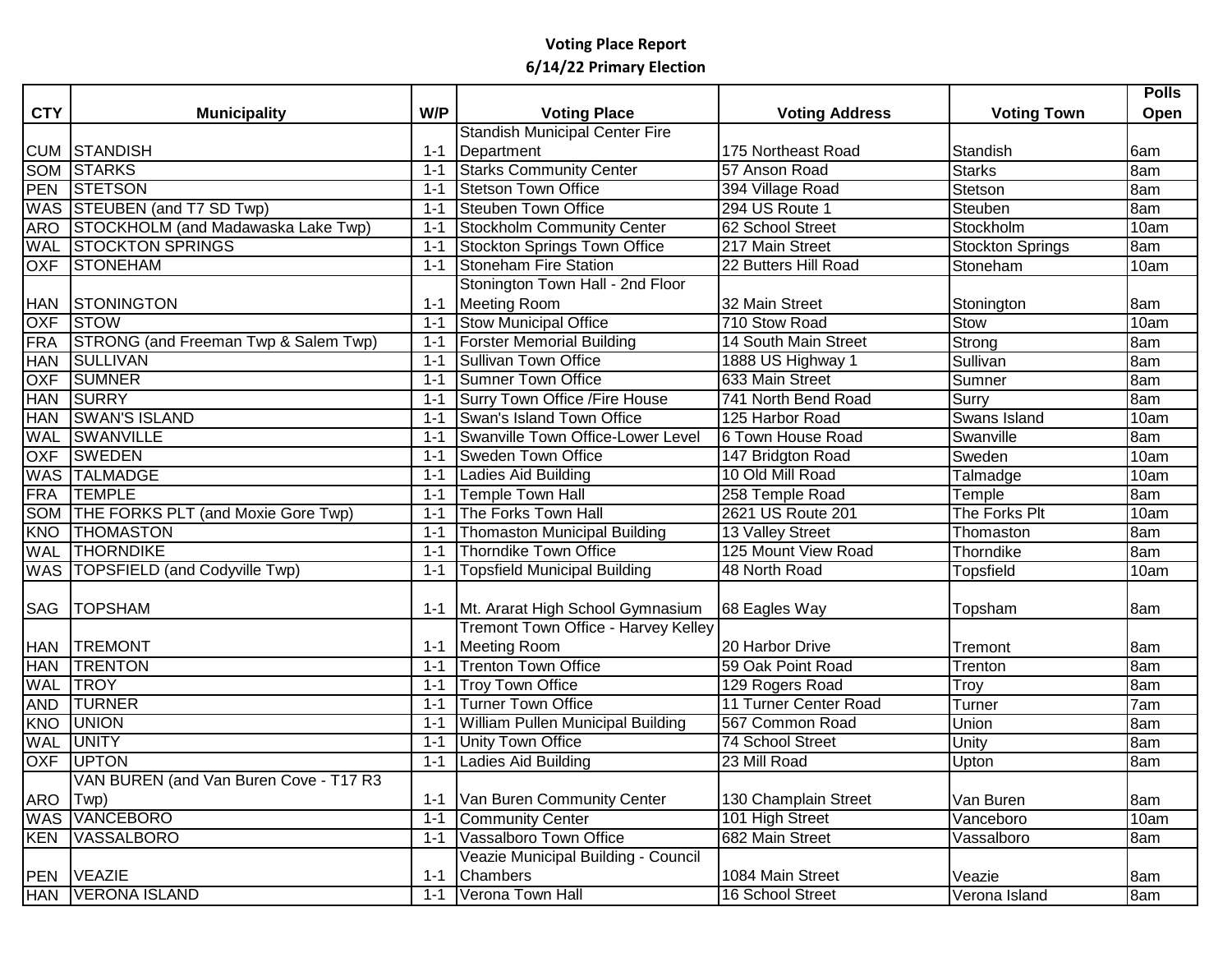**Voting Place Report**

**6/14/22 Primary Election**

| CTY | Municipality | W/P | Voting Place | Voting Address | Voting Town | Polls Open |
|---|---|---|---|---|---|---|
| CUM | STANDISH | 1-1 | Standish Municipal Center Fire Department | 175 Northeast Road | Standish | 6am |
| SOM | STARKS | 1-1 | Starks Community Center | 57 Anson Road | Starks | 8am |
| PEN | STETSON | 1-1 | Stetson Town Office | 394 Village Road | Stetson | 8am |
| WAS | STEUBEN (and T7 SD Twp) | 1-1 | Steuben Town Office | 294 US Route 1 | Steuben | 8am |
| ARO | STOCKHOLM (and Madawaska Lake Twp) | 1-1 | Stockholm Community Center | 62 School Street | Stockholm | 10am |
| WAL | STOCKTON SPRINGS | 1-1 | Stockton Springs Town Office | 217 Main Street | Stockton Springs | 8am |
| OXF | STONEHAM | 1-1 | Stoneham Fire Station | 22 Butters Hill Road | Stoneham | 10am |
| HAN | STONINGTON | 1-1 | Stonington Town Hall - 2nd Floor Meeting Room | 32 Main Street | Stonington | 8am |
| OXF | STOW | 1-1 | Stow Municipal Office | 710 Stow Road | Stow | 10am |
| FRA | STRONG (and Freeman Twp & Salem Twp) | 1-1 | Forster Memorial Building | 14 South Main Street | Strong | 8am |
| HAN | SULLIVAN | 1-1 | Sullivan Town Office | 1888 US Highway 1 | Sullivan | 8am |
| OXF | SUMNER | 1-1 | Sumner Town Office | 633 Main Street | Sumner | 8am |
| HAN | SURRY | 1-1 | Surry Town Office /Fire House | 741 North Bend Road | Surry | 8am |
| HAN | SWAN'S ISLAND | 1-1 | Swan's Island Town Office | 125 Harbor Road | Swans Island | 10am |
| WAL | SWANVILLE | 1-1 | Swanville Town Office-Lower Level | 6 Town House Road | Swanville | 8am |
| OXF | SWEDEN | 1-1 | Sweden Town Office | 147 Bridgton Road | Sweden | 10am |
| WAS | TALMADGE | 1-1 | Ladies Aid Building | 10 Old Mill Road | Talmadge | 10am |
| FRA | TEMPLE | 1-1 | Temple Town Hall | 258 Temple Road | Temple | 8am |
| SOM | THE FORKS PLT (and Moxie Gore Twp) | 1-1 | The Forks Town Hall | 2621 US Route 201 | The Forks Plt | 10am |
| KNO | THOMASTON | 1-1 | Thomaston Municipal Building | 13 Valley Street | Thomaston | 8am |
| WAL | THORNDIKE | 1-1 | Thorndike Town Office | 125 Mount View Road | Thorndike | 8am |
| WAS | TOPSFIELD (and Codyville Twp) | 1-1 | Topsfield Municipal Building | 48 North Road | Topsfield | 10am |
| SAG | TOPSHAM | 1-1 | Mt. Ararat High School Gymnasium | 68 Eagles Way | Topsham | 8am |
| HAN | TREMONT | 1-1 | Tremont Town Office - Harvey Kelley Meeting Room | 20 Harbor Drive | Tremont | 8am |
| HAN | TRENTON | 1-1 | Trenton Town Office | 59 Oak Point Road | Trenton | 8am |
| WAL | TROY | 1-1 | Troy Town Office | 129 Rogers Road | Troy | 8am |
| AND | TURNER | 1-1 | Turner Town Office | 11 Turner Center Road | Turner | 7am |
| KNO | UNION | 1-1 | William Pullen Municipal Building | 567 Common Road | Union | 8am |
| WAL | UNITY | 1-1 | Unity Town Office | 74 School Street | Unity | 8am |
| OXF | UPTON | 1-1 | Ladies Aid Building | 23 Mill Road | Upton | 8am |
| ARO | VAN BUREN (and Van Buren Cove - T17 R3 Twp) | 1-1 | Van Buren Community Center | 130 Champlain Street | Van Buren | 8am |
| WAS | VANCEBORO | 1-1 | Community Center | 101 High Street | Vanceboro | 10am |
| KEN | VASSALBORO | 1-1 | Vassalboro Town Office | 682 Main Street | Vassalboro | 8am |
| PEN | VEAZIE | 1-1 | Veazie Municipal Building - Council Chambers | 1084 Main Street | Veazie | 8am |
| HAN | VERONA ISLAND | 1-1 | Verona Town Hall | 16 School Street | Verona Island | 8am |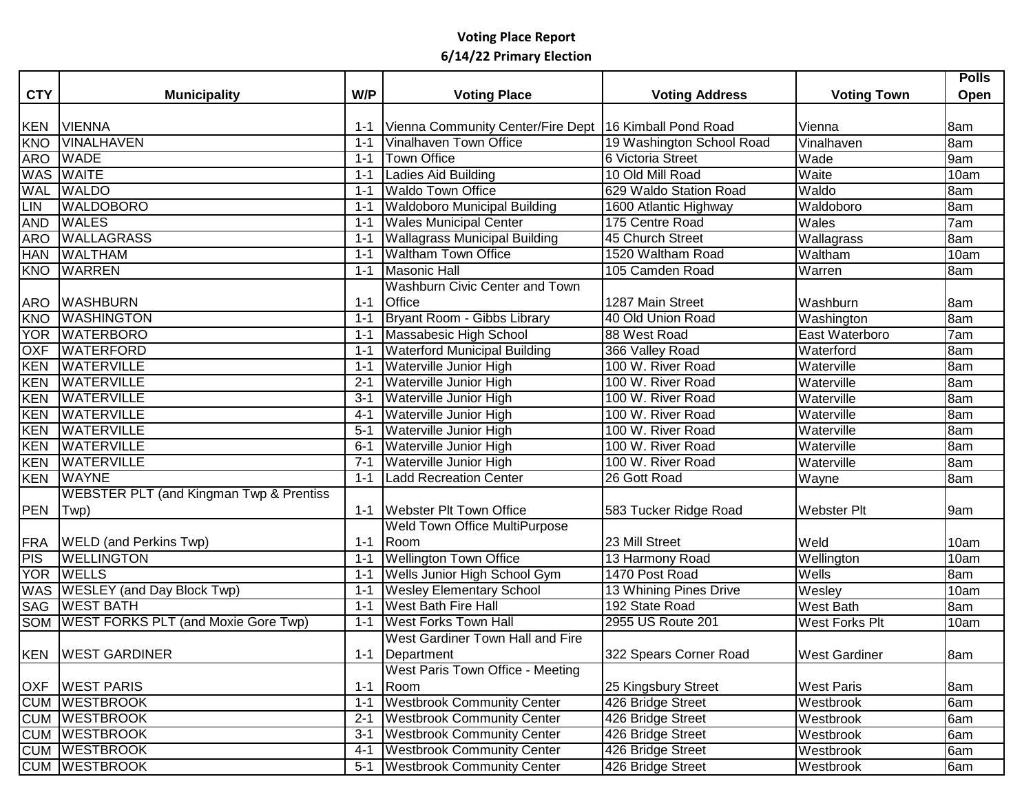**Voting Place Report**

**6/14/22 Primary Election**

| CTY | Municipality | W/P | Voting Place | Voting Address | Voting Town | Polls Open |
|---|---|---|---|---|---|---|
| KEN | VIENNA | 1-1 | Vienna Community Center/Fire Dept | 16 Kimball Pond Road | Vienna | 8am |
| KNO | VINALHAVEN | 1-1 | Vinalhaven Town Office | 19 Washington School Road | Vinalhaven | 8am |
| ARO | WADE | 1-1 | Town Office | 6 Victoria Street | Wade | 9am |
| WAS | WAITE | 1-1 | Ladies Aid Building | 10 Old Mill Road | Waite | 10am |
| WAL | WALDO | 1-1 | Waldo Town Office | 629 Waldo Station Road | Waldo | 8am |
| LIN | WALDOBORO | 1-1 | Waldoboro Municipal Building | 1600 Atlantic Highway | Waldoboro | 8am |
| AND | WALES | 1-1 | Wales Municipal Center | 175 Centre Road | Wales | 7am |
| ARO | WALLAGRASS | 1-1 | Wallagrass Municipal Building | 45 Church Street | Wallagrass | 8am |
| HAN | WALTHAM | 1-1 | Waltham Town Office | 1520 Waltham Road | Waltham | 10am |
| KNO | WARREN | 1-1 | Masonic Hall | 105 Camden Road | Warren | 8am |
| ARO | WASHBURN | 1-1 | Washburn Civic Center and Town Office | 1287 Main Street | Washburn | 8am |
| KNO | WASHINGTON | 1-1 | Bryant Room - Gibbs Library | 40 Old Union Road | Washington | 8am |
| YOR | WATERBORO | 1-1 | Massabesic High School | 88 West Road | East Waterboro | 7am |
| OXF | WATERFORD | 1-1 | Waterford Municipal Building | 366 Valley Road | Waterford | 8am |
| KEN | WATERVILLE | 1-1 | Waterville Junior High | 100 W. River Road | Waterville | 8am |
| KEN | WATERVILLE | 2-1 | Waterville Junior High | 100 W. River Road | Waterville | 8am |
| KEN | WATERVILLE | 3-1 | Waterville Junior High | 100 W. River Road | Waterville | 8am |
| KEN | WATERVILLE | 4-1 | Waterville Junior High | 100 W. River Road | Waterville | 8am |
| KEN | WATERVILLE | 5-1 | Waterville Junior High | 100 W. River Road | Waterville | 8am |
| KEN | WATERVILLE | 6-1 | Waterville Junior High | 100 W. River Road | Waterville | 8am |
| KEN | WATERVILLE | 7-1 | Waterville Junior High | 100 W. River Road | Waterville | 8am |
| KEN | WAYNE | 1-1 | Ladd Recreation Center | 26 Gott Road | Wayne | 8am |
| PEN | WEBSTER PLT (and Kingman Twp & Prentiss Twp) | 1-1 | Webster Plt Town Office | 583 Tucker Ridge Road | Webster Plt | 9am |
| FRA | WELD (and Perkins Twp) | 1-1 | Weld Town Office MultiPurpose Room | 23 Mill Street | Weld | 10am |
| PIS | WELLINGTON | 1-1 | Wellington Town Office | 13 Harmony Road | Wellington | 10am |
| YOR | WELLS | 1-1 | Wells Junior High School Gym | 1470 Post Road | Wells | 8am |
| WAS | WESLEY (and Day Block Twp) | 1-1 | Wesley Elementary School | 13 Whining Pines Drive | Wesley | 10am |
| SAG | WEST BATH | 1-1 | West Bath Fire Hall | 192 State Road | West Bath | 8am |
| SOM | WEST FORKS PLT (and Moxie Gore Twp) | 1-1 | West Forks Town Hall | 2955 US Route 201 | West Forks Plt | 10am |
| KEN | WEST GARDINER | 1-1 | West Gardiner Town Hall and Fire Department | 322 Spears Corner Road | West Gardiner | 8am |
| OXF | WEST PARIS | 1-1 | West Paris Town Office - Meeting Room | 25 Kingsbury Street | West Paris | 8am |
| CUM | WESTBROOK | 1-1 | Westbrook Community Center | 426 Bridge Street | Westbrook | 6am |
| CUM | WESTBROOK | 2-1 | Westbrook Community Center | 426 Bridge Street | Westbrook | 6am |
| CUM | WESTBROOK | 3-1 | Westbrook Community Center | 426 Bridge Street | Westbrook | 6am |
| CUM | WESTBROOK | 4-1 | Westbrook Community Center | 426 Bridge Street | Westbrook | 6am |
| CUM | WESTBROOK | 5-1 | Westbrook Community Center | 426 Bridge Street | Westbrook | 6am |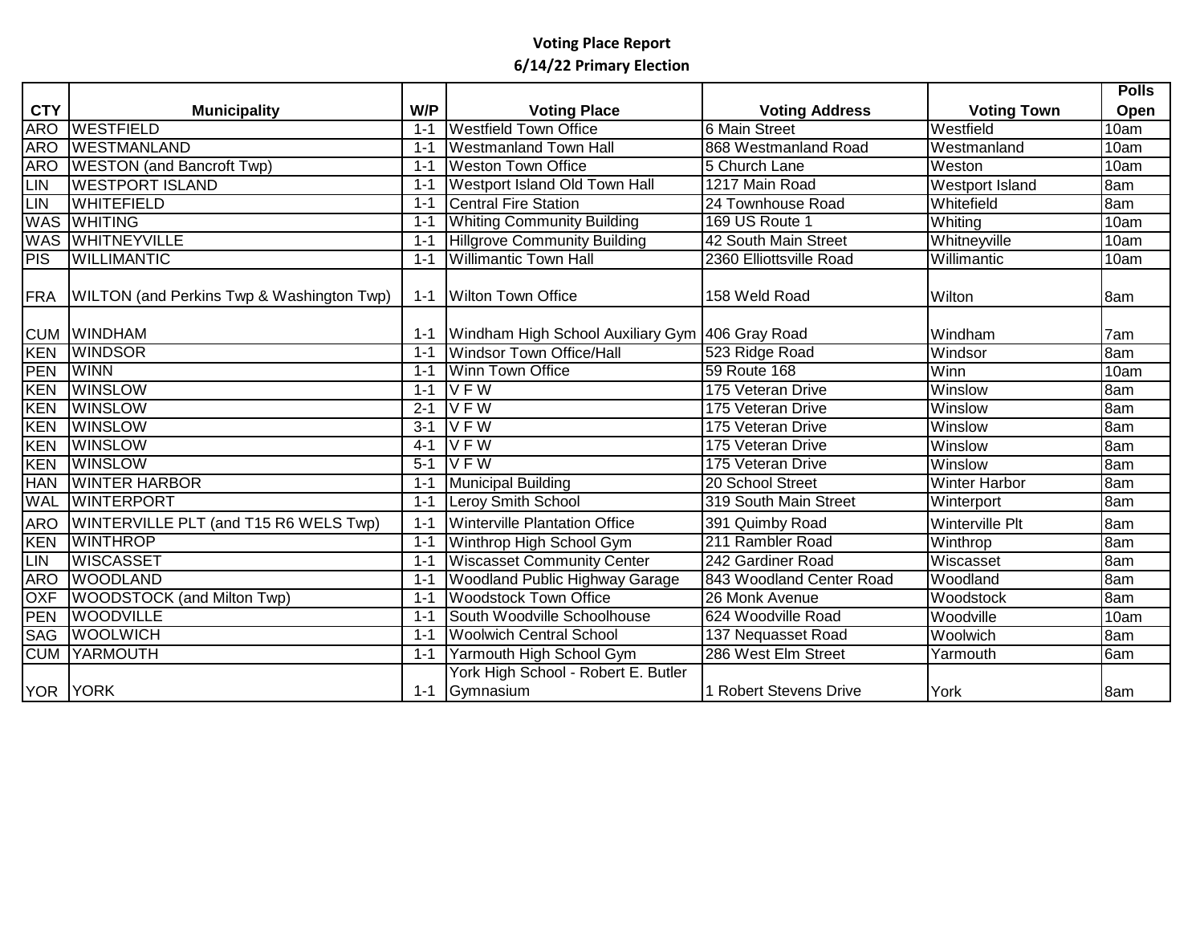**Voting Place Report**

**6/14/22 Primary Election**

| CTY | Municipality | W/P | Voting Place | Voting Address | Voting Town | Polls Open |
|---|---|---|---|---|---|---|
| ARO | WESTFIELD | 1-1 | Westfield Town Office | 6 Main Street | Westfield | 10am |
| ARO | WESTMANLAND | 1-1 | Westmanland Town Hall | 868 Westmanland Road | Westmanland | 10am |
| ARO | WESTON (and Bancroft Twp) | 1-1 | Weston Town Office | 5 Church Lane | Weston | 10am |
| LIN | WESTPORT ISLAND | 1-1 | Westport Island Old Town Hall | 1217 Main Road | Westport Island | 8am |
| LIN | WHITEFIELD | 1-1 | Central Fire Station | 24 Townhouse Road | Whitefield | 8am |
| WAS | WHITING | 1-1 | Whiting Community Building | 169 US Route 1 | Whiting | 10am |
| WAS | WHITNEYVILLE | 1-1 | Hillgrove Community Building | 42 South Main Street | Whitneyville | 10am |
| PIS | WILLIMANTIC | 1-1 | Willimantic Town Hall | 2360 Elliottsville Road | Willimantic | 10am |
| FRA | WILTON (and Perkins Twp & Washington Twp) | 1-1 | Wilton Town Office | 158 Weld Road | Wilton | 8am |
| CUM | WINDHAM | 1-1 | Windham High School Auxiliary Gym | 406 Gray Road | Windham | 7am |
| KEN | WINDSOR | 1-1 | Windsor Town Office/Hall | 523 Ridge Road | Windsor | 8am |
| PEN | WINN | 1-1 | Winn Town Office | 59 Route 168 | Winn | 10am |
| KEN | WINSLOW | 1-1 | V F W | 175 Veteran Drive | Winslow | 8am |
| KEN | WINSLOW | 2-1 | V F W | 175 Veteran Drive | Winslow | 8am |
| KEN | WINSLOW | 3-1 | V F W | 175 Veteran Drive | Winslow | 8am |
| KEN | WINSLOW | 4-1 | V F W | 175 Veteran Drive | Winslow | 8am |
| KEN | WINSLOW | 5-1 | V F W | 175 Veteran Drive | Winslow | 8am |
| HAN | WINTER HARBOR | 1-1 | Municipal Building | 20 School Street | Winter Harbor | 8am |
| WAL | WINTERPORT | 1-1 | Leroy Smith School | 319 South Main Street | Winterport | 8am |
| ARO | WINTERVILLE PLT (and T15 R6 WELS Twp) | 1-1 | Winterville Plantation Office | 391 Quimby Road | Winterville Plt | 8am |
| KEN | WINTHROP | 1-1 | Winthrop High School Gym | 211 Rambler Road | Winthrop | 8am |
| LIN | WISCASSET | 1-1 | Wiscasset Community Center | 242 Gardiner Road | Wiscasset | 8am |
| ARO | WOODLAND | 1-1 | Woodland Public Highway Garage | 843 Woodland Center Road | Woodland | 8am |
| OXF | WOODSTOCK (and Milton Twp) | 1-1 | Woodstock Town Office | 26 Monk Avenue | Woodstock | 8am |
| PEN | WOODVILLE | 1-1 | South Woodville Schoolhouse | 624 Woodville Road | Woodville | 10am |
| SAG | WOOLWICH | 1-1 | Woolwich Central School | 137 Nequasset Road | Woolwich | 8am |
| CUM | YARMOUTH | 1-1 | Yarmouth High School Gym | 286 West Elm Street | Yarmouth | 6am |
| YOR | YORK | 1-1 | York High School - Robert E. Butler Gymnasium | 1 Robert Stevens Drive | York | 8am |